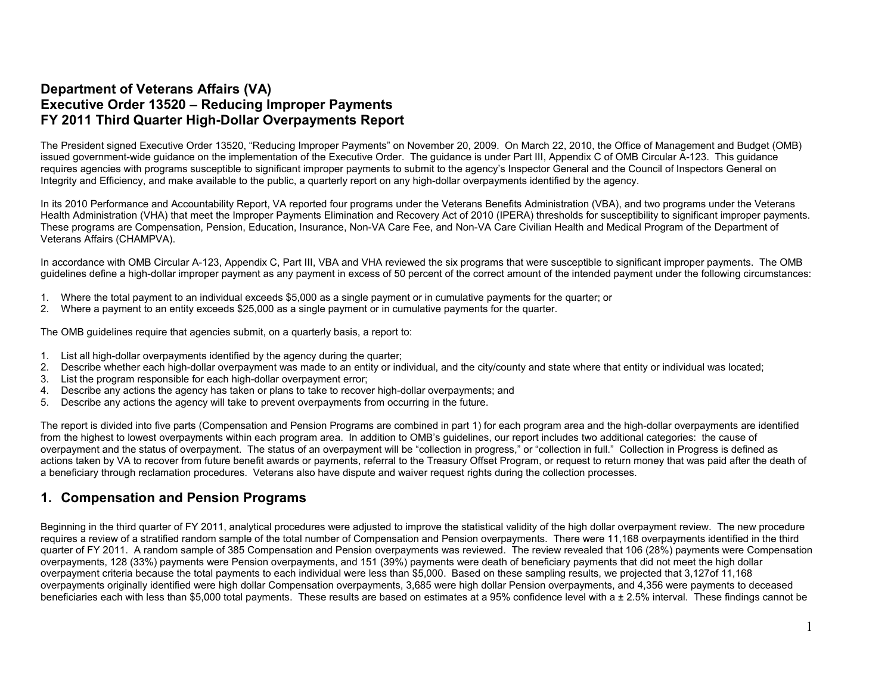# Department of Veterans Affairs (VA)
# Executive Order 13520 – Reducing Improper Payments
# FY 2011 Third Quarter High-Dollar Overpayments Report

The President signed Executive Order 13520, "Reducing Improper Payments" on November 20, 2009. On March 22, 2010, the Office of Management and Budget (OMB) issued government-wide guidance on the implementation of the Executive Order. The guidance is under Part III, Appendix C of OMB Circular A-123. This guidance requires agencies with programs susceptible to significant improper payments to submit to the agency's Inspector General and the Council of Inspectors General on Integrity and Efficiency, and make available to the public, a quarterly report on any high-dollar overpayments identified by the agency.

In its 2010 Performance and Accountability Report, VA reported four programs under the Veterans Benefits Administration (VBA), and two programs under the Veterans Health Administration (VHA) that meet the Improper Payments Elimination and Recovery Act of 2010 (IPERA) thresholds for susceptibility to significant improper payments. These programs are Compensation, Pension, Education, Insurance, Non-VA Care Fee, and Non-VA Care Civilian Health and Medical Program of the Department of Veterans Affairs (CHAMPVA).

In accordance with OMB Circular A-123, Appendix C, Part III, VBA and VHA reviewed the six programs that were susceptible to significant improper payments. The OMB guidelines define a high-dollar improper payment as any payment in excess of 50 percent of the correct amount of the intended payment under the following circumstances:

1. Where the total payment to an individual exceeds $5,000 as a single payment or in cumulative payments for the quarter; or
2. Where a payment to an entity exceeds $25,000 as a single payment or in cumulative payments for the quarter.

The OMB guidelines require that agencies submit, on a quarterly basis, a report to:

1. List all high-dollar overpayments identified by the agency during the quarter;
2. Describe whether each high-dollar overpayment was made to an entity or individual, and the city/county and state where that entity or individual was located;
3. List the program responsible for each high-dollar overpayment error;
4. Describe any actions the agency has taken or plans to take to recover high-dollar overpayments; and
5. Describe any actions the agency will take to prevent overpayments from occurring in the future.

The report is divided into five parts (Compensation and Pension Programs are combined in part 1) for each program area and the high-dollar overpayments are identified from the highest to lowest overpayments within each program area. In addition to OMB's guidelines, our report includes two additional categories: the cause of overpayment and the status of overpayment. The status of an overpayment will be "collection in progress," or "collection in full." Collection in Progress is defined as actions taken by VA to recover from future benefit awards or payments, referral to the Treasury Offset Program, or request to return money that was paid after the death of a beneficiary through reclamation procedures. Veterans also have dispute and waiver request rights during the collection processes.

## 1. Compensation and Pension Programs

Beginning in the third quarter of FY 2011, analytical procedures were adjusted to improve the statistical validity of the high dollar overpayment review. The new procedure requires a review of a stratified random sample of the total number of Compensation and Pension overpayments. There were 11,168 overpayments identified in the third quarter of FY 2011. A random sample of 385 Compensation and Pension overpayments was reviewed. The review revealed that 106 (28%) payments were Compensation overpayments, 128 (33%) payments were Pension overpayments, and 151 (39%) payments were death of beneficiary payments that did not meet the high dollar overpayment criteria because the total payments to each individual were less than $5,000. Based on these sampling results, we projected that 3,127of 11,168 overpayments originally identified were high dollar Compensation overpayments, 3,685 were high dollar Pension overpayments, and 4,356 were payments to deceased beneficiaries each with less than $5,000 total payments. These results are based on estimates at a 95% confidence level with a ± 2.5% interval. These findings cannot be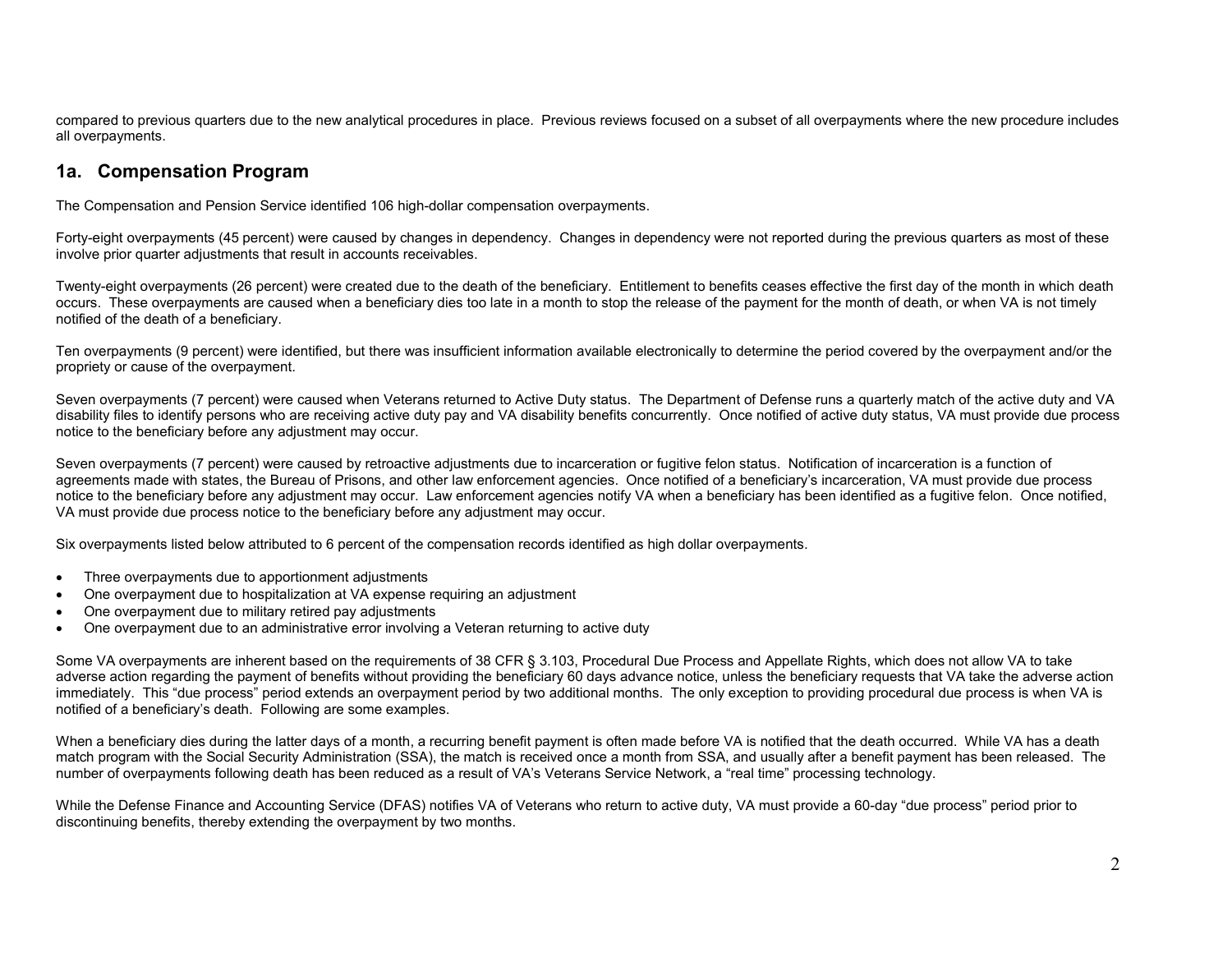compared to previous quarters due to the new analytical procedures in place. Previous reviews focused on a subset of all overpayments where the new procedure includes all overpayments.

## 1a. Compensation Program

The Compensation and Pension Service identified 106 high-dollar compensation overpayments.

Forty-eight overpayments (45 percent) were caused by changes in dependency. Changes in dependency were not reported during the previous quarters as most of these involve prior quarter adjustments that result in accounts receivables.

Twenty-eight overpayments (26 percent) were created due to the death of the beneficiary. Entitlement to benefits ceases effective the first day of the month in which death occurs. These overpayments are caused when a beneficiary dies too late in a month to stop the release of the payment for the month of death, or when VA is not timely notified of the death of a beneficiary.

Ten overpayments (9 percent) were identified, but there was insufficient information available electronically to determine the period covered by the overpayment and/or the propriety or cause of the overpayment.

Seven overpayments (7 percent) were caused when Veterans returned to Active Duty status. The Department of Defense runs a quarterly match of the active duty and VA disability files to identify persons who are receiving active duty pay and VA disability benefits concurrently. Once notified of active duty status, VA must provide due process notice to the beneficiary before any adjustment may occur.

Seven overpayments (7 percent) were caused by retroactive adjustments due to incarceration or fugitive felon status. Notification of incarceration is a function of agreements made with states, the Bureau of Prisons, and other law enforcement agencies. Once notified of a beneficiary's incarceration, VA must provide due process notice to the beneficiary before any adjustment may occur. Law enforcement agencies notify VA when a beneficiary has been identified as a fugitive felon. Once notified, VA must provide due process notice to the beneficiary before any adjustment may occur.

Six overpayments listed below attributed to 6 percent of the compensation records identified as high dollar overpayments.

- Three overpayments due to apportionment adjustments
- One overpayment due to hospitalization at VA expense requiring an adjustment
- One overpayment due to military retired pay adjustments
- One overpayment due to an administrative error involving a Veteran returning to active duty

Some VA overpayments are inherent based on the requirements of 38 CFR § 3.103, Procedural Due Process and Appellate Rights, which does not allow VA to take adverse action regarding the payment of benefits without providing the beneficiary 60 days advance notice, unless the beneficiary requests that VA take the adverse action immediately. This "due process" period extends an overpayment period by two additional months. The only exception to providing procedural due process is when VA is notified of a beneficiary's death. Following are some examples.

When a beneficiary dies during the latter days of a month, a recurring benefit payment is often made before VA is notified that the death occurred. While VA has a death match program with the Social Security Administration (SSA), the match is received once a month from SSA, and usually after a benefit payment has been released. The number of overpayments following death has been reduced as a result of VA's Veterans Service Network, a "real time" processing technology.

While the Defense Finance and Accounting Service (DFAS) notifies VA of Veterans who return to active duty, VA must provide a 60-day "due process" period prior to discontinuing benefits, thereby extending the overpayment by two months.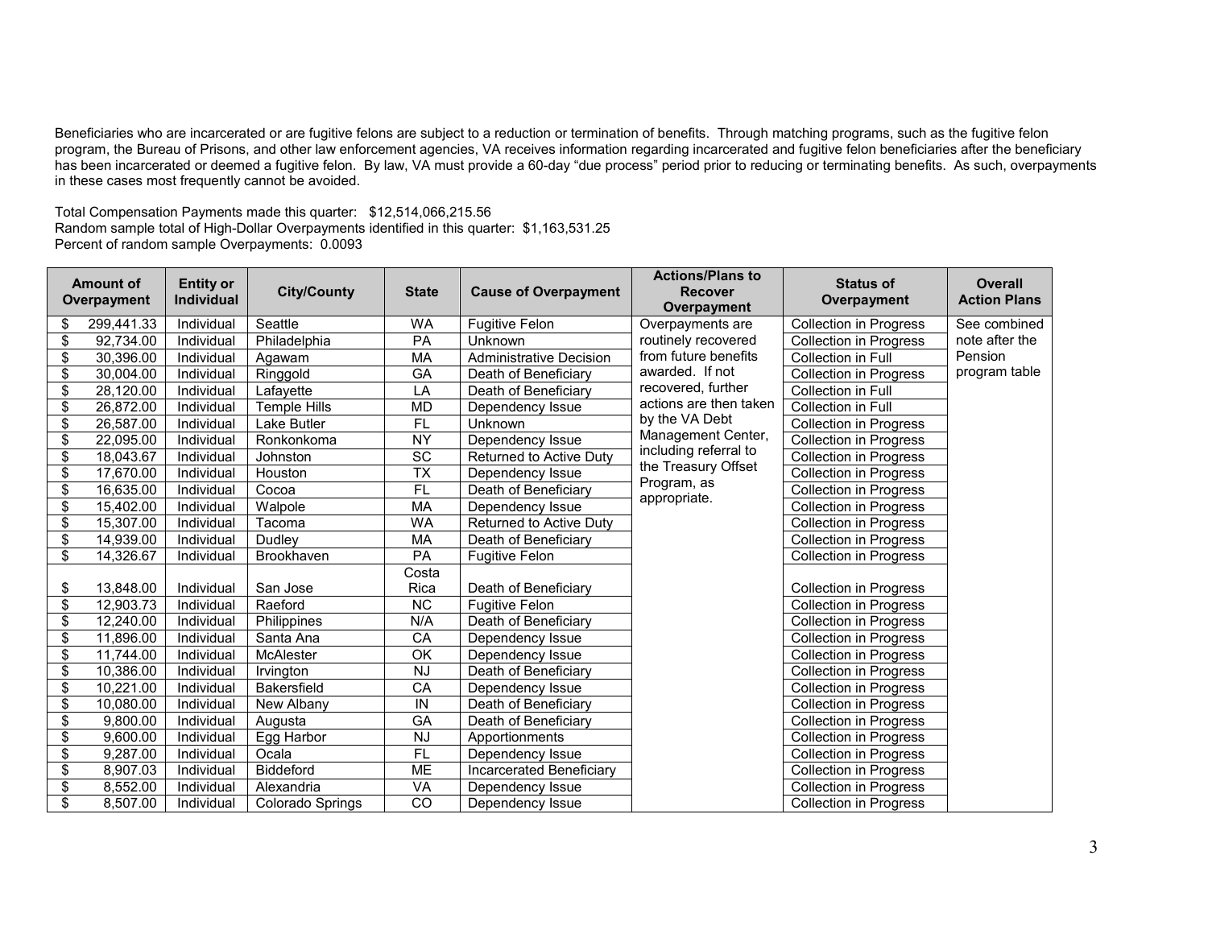Beneficiaries who are incarcerated or are fugitive felons are subject to a reduction or termination of benefits. Through matching programs, such as the fugitive felon program, the Bureau of Prisons, and other law enforcement agencies, VA receives information regarding incarcerated and fugitive felon beneficiaries after the beneficiary has been incarcerated or deemed a fugitive felon. By law, VA must provide a 60-day "due process" period prior to reducing or terminating benefits. As such, overpayments in these cases most frequently cannot be avoided.

Total Compensation Payments made this quarter: $12,514,066,215.56
Random sample total of High-Dollar Overpayments identified in this quarter: $1,163,531.25
Percent of random sample Overpayments: 0.0093

| Amount of Overpayment | Entity or Individual | City/County | State | Cause of Overpayment | Actions/Plans to Recover Overpayment | Status of Overpayment | Overall Action Plans |
|---|---|---|---|---|---|---|---|
| $ 299,441.33 | Individual | Seattle | WA | Fugitive Felon | Overpayments are routinely recovered from future benefits awarded. If not recovered, further actions are then taken by the VA Debt Management Center, including referral to the Treasury Offset Program, as appropriate. | Collection in Progress | See combined note after the Pension program table |
| $ 92,734.00 | Individual | Philadelphia | PA | Unknown | | Collection in Progress | |
| $ 30,396.00 | Individual | Agawam | MA | Administrative Decision | | Collection in Full | |
| $ 30,004.00 | Individual | Ringgold | GA | Death of Beneficiary | | Collection in Progress | |
| $ 28,120.00 | Individual | Lafayette | LA | Death of Beneficiary | | Collection in Full | |
| $ 26,872.00 | Individual | Temple Hills | MD | Dependency Issue | | Collection in Full | |
| $ 26,587.00 | Individual | Lake Butler | FL | Unknown | | Collection in Progress | |
| $ 22,095.00 | Individual | Ronkonkoma | NY | Dependency Issue | | Collection in Progress | |
| $ 18,043.67 | Individual | Johnston | SC | Returned to Active Duty | | Collection in Progress | |
| $ 17,670.00 | Individual | Houston | TX | Dependency Issue | | Collection in Progress | |
| $ 16,635.00 | Individual | Cocoa | FL | Death of Beneficiary | | Collection in Progress | |
| $ 15,402.00 | Individual | Walpole | MA | Dependency Issue | | Collection in Progress | |
| $ 15,307.00 | Individual | Tacoma | WA | Returned to Active Duty | | Collection in Progress | |
| $ 14,939.00 | Individual | Dudley | MA | Death of Beneficiary | | Collection in Progress | |
| $ 14,326.67 | Individual | Brookhaven | PA | Fugitive Felon | | Collection in Progress | |
| $ 13,848.00 | Individual | San Jose | Costa Rica | Death of Beneficiary | | Collection in Progress | |
| $ 12,903.73 | Individual | Raeford | NC | Fugitive Felon | | Collection in Progress | |
| $ 12,240.00 | Individual | Philippines | N/A | Death of Beneficiary | | Collection in Progress | |
| $ 11,896.00 | Individual | Santa Ana | CA | Dependency Issue | | Collection in Progress | |
| $ 11,744.00 | Individual | McAlester | OK | Dependency Issue | | Collection in Progress | |
| $ 10,386.00 | Individual | Irvington | NJ | Death of Beneficiary | | Collection in Progress | |
| $ 10,221.00 | Individual | Bakersfield | CA | Dependency Issue | | Collection in Progress | |
| $ 10,080.00 | Individual | New Albany | IN | Death of Beneficiary | | Collection in Progress | |
| $ 9,800.00 | Individual | Augusta | GA | Death of Beneficiary | | Collection in Progress | |
| $ 9,600.00 | Individual | Egg Harbor | NJ | Apportionments | | Collection in Progress | |
| $ 9,287.00 | Individual | Ocala | FL | Dependency Issue | | Collection in Progress | |
| $ 8,907.03 | Individual | Biddeford | ME | Incarcerated Beneficiary | | Collection in Progress | |
| $ 8,552.00 | Individual | Alexandria | VA | Dependency Issue | | Collection in Progress | |
| $ 8,507.00 | Individual | Colorado Springs | CO | Dependency Issue | | Collection in Progress | |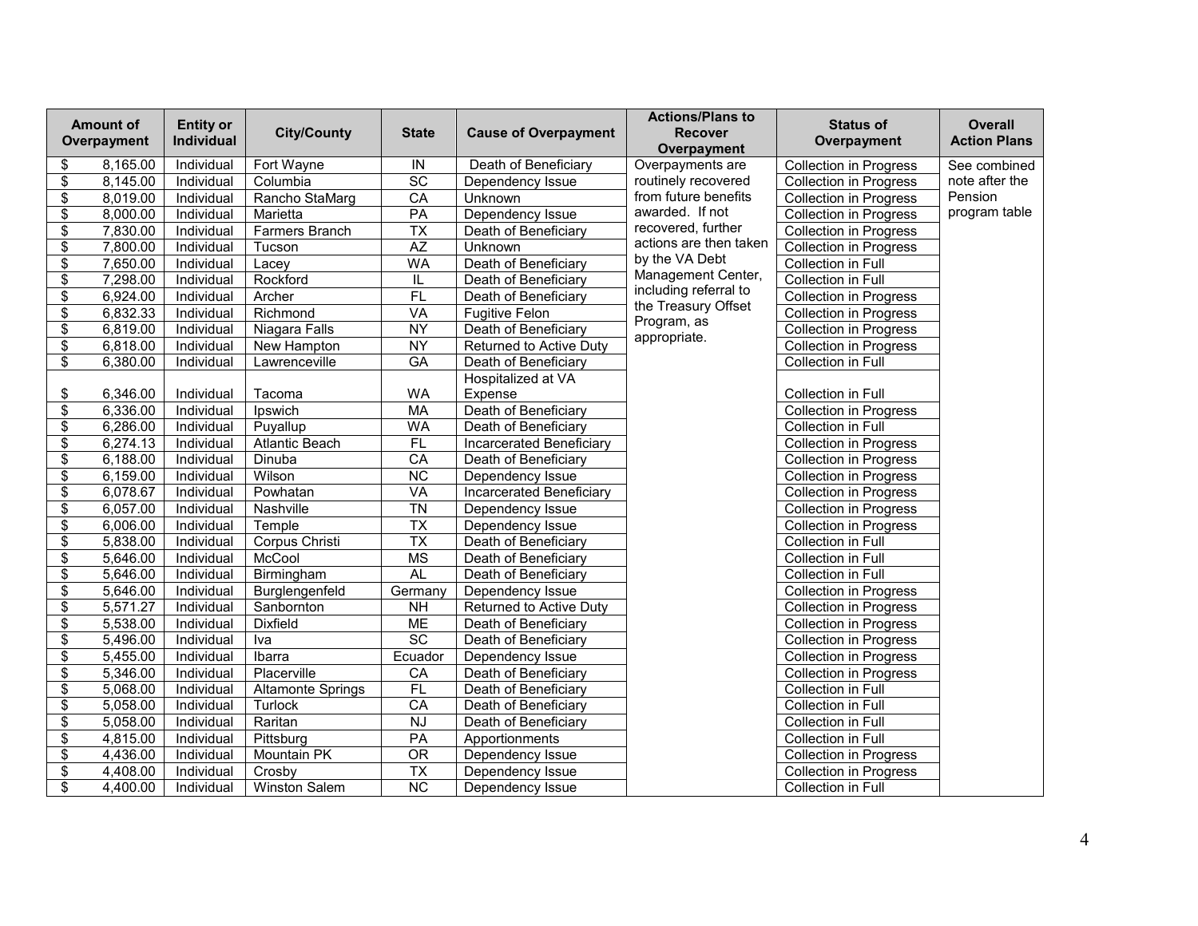| Amount of Overpayment | Entity or Individual | City/County | State | Cause of Overpayment | Actions/Plans to Recover Overpayment | Status of Overpayment | Overall Action Plans |
|---|---|---|---|---|---|---|---|
| $ 8,165.00 | Individual | Fort Wayne | IN | Death of Beneficiary | Overpayments are routinely recovered from future benefits awarded. If not recovered, further actions are then taken by the VA Debt Management Center, including referral to the Treasury Offset Program, as appropriate. | Collection in Progress | See combined note after the Pension program table |
| $ 8,145.00 | Individual | Columbia | SC | Dependency Issue | | Collection in Progress | |
| $ 8,019.00 | Individual | Rancho StaMarg | CA | Unknown | | Collection in Progress | |
| $ 8,000.00 | Individual | Marietta | PA | Dependency Issue | | Collection in Progress | |
| $ 7,830.00 | Individual | Farmers Branch | TX | Death of Beneficiary | | Collection in Progress | |
| $ 7,800.00 | Individual | Tucson | AZ | Unknown | | Collection in Progress | |
| $ 7,650.00 | Individual | Lacey | WA | Death of Beneficiary | | Collection in Full | |
| $ 7,298.00 | Individual | Rockford | IL | Death of Beneficiary | | Collection in Full | |
| $ 6,924.00 | Individual | Archer | FL | Death of Beneficiary | | Collection in Progress | |
| $ 6,832.33 | Individual | Richmond | VA | Fugitive Felon | | Collection in Progress | |
| $ 6,819.00 | Individual | Niagara Falls | NY | Death of Beneficiary | | Collection in Progress | |
| $ 6,818.00 | Individual | New Hampton | NY | Returned to Active Duty | | Collection in Progress | |
| $ 6,380.00 | Individual | Lawrenceville | GA | Death of Beneficiary | | Collection in Full | |
| $ 6,346.00 | Individual | Tacoma | WA | Hospitalized at VA Expense | | Collection in Full | |
| $ 6,336.00 | Individual | Ipswich | MA | Death of Beneficiary | | Collection in Progress | |
| $ 6,286.00 | Individual | Puyallup | WA | Death of Beneficiary | | Collection in Full | |
| $ 6,274.13 | Individual | Atlantic Beach | FL | Incarcerated Beneficiary | | Collection in Progress | |
| $ 6,188.00 | Individual | Dinuba | CA | Death of Beneficiary | | Collection in Progress | |
| $ 6,159.00 | Individual | Wilson | NC | Dependency Issue | | Collection in Progress | |
| $ 6,078.67 | Individual | Powhatan | VA | Incarcerated Beneficiary | | Collection in Progress | |
| $ 6,057.00 | Individual | Nashville | TN | Dependency Issue | | Collection in Progress | |
| $ 6,006.00 | Individual | Temple | TX | Dependency Issue | | Collection in Progress | |
| $ 5,838.00 | Individual | Corpus Christi | TX | Death of Beneficiary | | Collection in Full | |
| $ 5,646.00 | Individual | McCool | MS | Death of Beneficiary | | Collection in Full | |
| $ 5,646.00 | Individual | Birmingham | AL | Death of Beneficiary | | Collection in Full | |
| $ 5,646.00 | Individual | Burglengenfeld | Germany | Dependency Issue | | Collection in Progress | |
| $ 5,571.27 | Individual | Sanbornton | NH | Returned to Active Duty | | Collection in Progress | |
| $ 5,538.00 | Individual | Dixfield | ME | Death of Beneficiary | | Collection in Progress | |
| $ 5,496.00 | Individual | Iva | SC | Death of Beneficiary | | Collection in Progress | |
| $ 5,455.00 | Individual | Ibarra | Ecuador | Dependency Issue | | Collection in Progress | |
| $ 5,346.00 | Individual | Placerville | CA | Death of Beneficiary | | Collection in Progress | |
| $ 5,068.00 | Individual | Altamonte Springs | FL | Death of Beneficiary | | Collection in Full | |
| $ 5,058.00 | Individual | Turlock | CA | Death of Beneficiary | | Collection in Full | |
| $ 5,058.00 | Individual | Raritan | NJ | Death of Beneficiary | | Collection in Full | |
| $ 4,815.00 | Individual | Pittsburg | PA | Apportionments | | Collection in Full | |
| $ 4,436.00 | Individual | Mountain PK | OR | Dependency Issue | | Collection in Progress | |
| $ 4,408.00 | Individual | Crosby | TX | Dependency Issue | | Collection in Progress | |
| $ 4,400.00 | Individual | Winston Salem | NC | Dependency Issue | | Collection in Full | |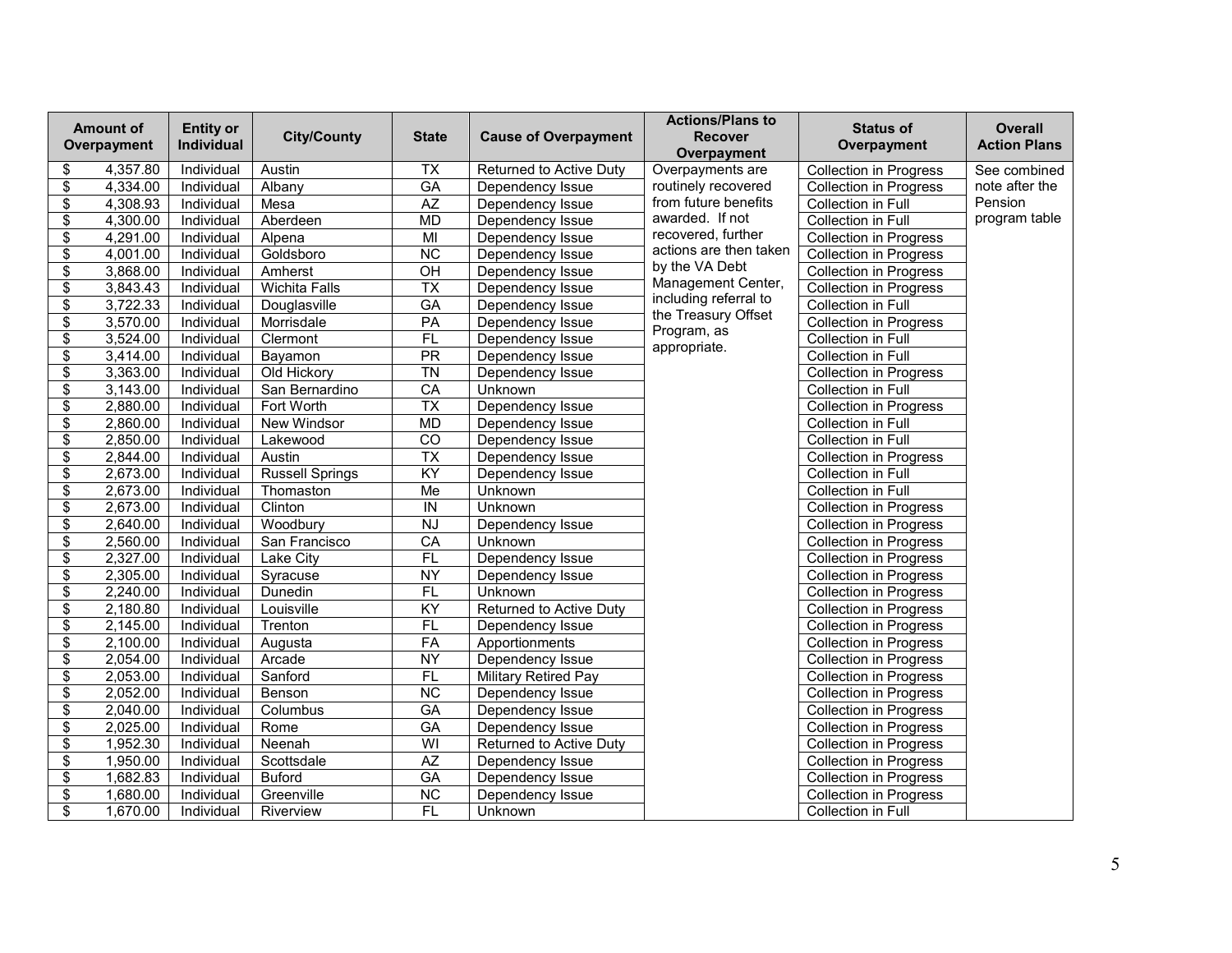| Amount of Overpayment | Entity or Individual | City/County | State | Cause of Overpayment | Actions/Plans to Recover Overpayment | Status of Overpayment | Overall Action Plans |
|---|---|---|---|---|---|---|---|
| $ 4,357.80 | Individual | Austin | TX | Returned to Active Duty | Overpayments are routinely recovered from future benefits awarded. If not recovered, further actions are then taken by the VA Debt Management Center, including referral to the Treasury Offset Program, as appropriate. | Collection in Progress | See combined note after the Pension program table |
| $ 4,334.00 | Individual | Albany | GA | Dependency Issue | | Collection in Progress | |
| $ 4,308.93 | Individual | Mesa | AZ | Dependency Issue | | Collection in Full | |
| $ 4,300.00 | Individual | Aberdeen | MD | Dependency Issue | | Collection in Full | |
| $ 4,291.00 | Individual | Alpena | MI | Dependency Issue | | Collection in Progress | |
| $ 4,001.00 | Individual | Goldsboro | NC | Dependency Issue | | Collection in Progress | |
| $ 3,868.00 | Individual | Amherst | OH | Dependency Issue | | Collection in Progress | |
| $ 3,843.43 | Individual | Wichita Falls | TX | Dependency Issue | | Collection in Progress | |
| $ 3,722.33 | Individual | Douglasville | GA | Dependency Issue | | Collection in Full | |
| $ 3,570.00 | Individual | Morrisdale | PA | Dependency Issue | | Collection in Progress | |
| $ 3,524.00 | Individual | Clermont | FL | Dependency Issue | | Collection in Full | |
| $ 3,414.00 | Individual | Bayamon | PR | Dependency Issue | | Collection in Full | |
| $ 3,363.00 | Individual | Old Hickory | TN | Dependency Issue | | Collection in Progress | |
| $ 3,143.00 | Individual | San Bernardino | CA | Unknown | | Collection in Full | |
| $ 2,880.00 | Individual | Fort Worth | TX | Dependency Issue | | Collection in Progress | |
| $ 2,860.00 | Individual | New Windsor | MD | Dependency Issue | | Collection in Full | |
| $ 2,850.00 | Individual | Lakewood | CO | Dependency Issue | | Collection in Full | |
| $ 2,844.00 | Individual | Austin | TX | Dependency Issue | | Collection in Progress | |
| $ 2,673.00 | Individual | Russell Springs | KY | Dependency Issue | | Collection in Full | |
| $ 2,673.00 | Individual | Thomaston | Me | Unknown | | Collection in Full | |
| $ 2,673.00 | Individual | Clinton | IN | Unknown | | Collection in Progress | |
| $ 2,640.00 | Individual | Woodbury | NJ | Dependency Issue | | Collection in Progress | |
| $ 2,560.00 | Individual | San Francisco | CA | Unknown | | Collection in Progress | |
| $ 2,327.00 | Individual | Lake City | FL | Dependency Issue | | Collection in Progress | |
| $ 2,305.00 | Individual | Syracuse | NY | Dependency Issue | | Collection in Progress | |
| $ 2,240.00 | Individual | Dunedin | FL | Unknown | | Collection in Progress | |
| $ 2,180.80 | Individual | Louisville | KY | Returned to Active Duty | | Collection in Progress | |
| $ 2,145.00 | Individual | Trenton | FL | Dependency Issue | | Collection in Progress | |
| $ 2,100.00 | Individual | Augusta | FA | Apportionments | | Collection in Progress | |
| $ 2,054.00 | Individual | Arcade | NY | Dependency Issue | | Collection in Progress | |
| $ 2,053.00 | Individual | Sanford | FL | Military Retired Pay | | Collection in Progress | |
| $ 2,052.00 | Individual | Benson | NC | Dependency Issue | | Collection in Progress | |
| $ 2,040.00 | Individual | Columbus | GA | Dependency Issue | | Collection in Progress | |
| $ 2,025.00 | Individual | Rome | GA | Dependency Issue | | Collection in Progress | |
| $ 1,952.30 | Individual | Neenah | WI | Returned to Active Duty | | Collection in Progress | |
| $ 1,950.00 | Individual | Scottsdale | AZ | Dependency Issue | | Collection in Progress | |
| $ 1,682.83 | Individual | Buford | GA | Dependency Issue | | Collection in Progress | |
| $ 1,680.00 | Individual | Greenville | NC | Dependency Issue | | Collection in Progress | |
| $ 1,670.00 | Individual | Riverview | FL | Unknown | | Collection in Full | |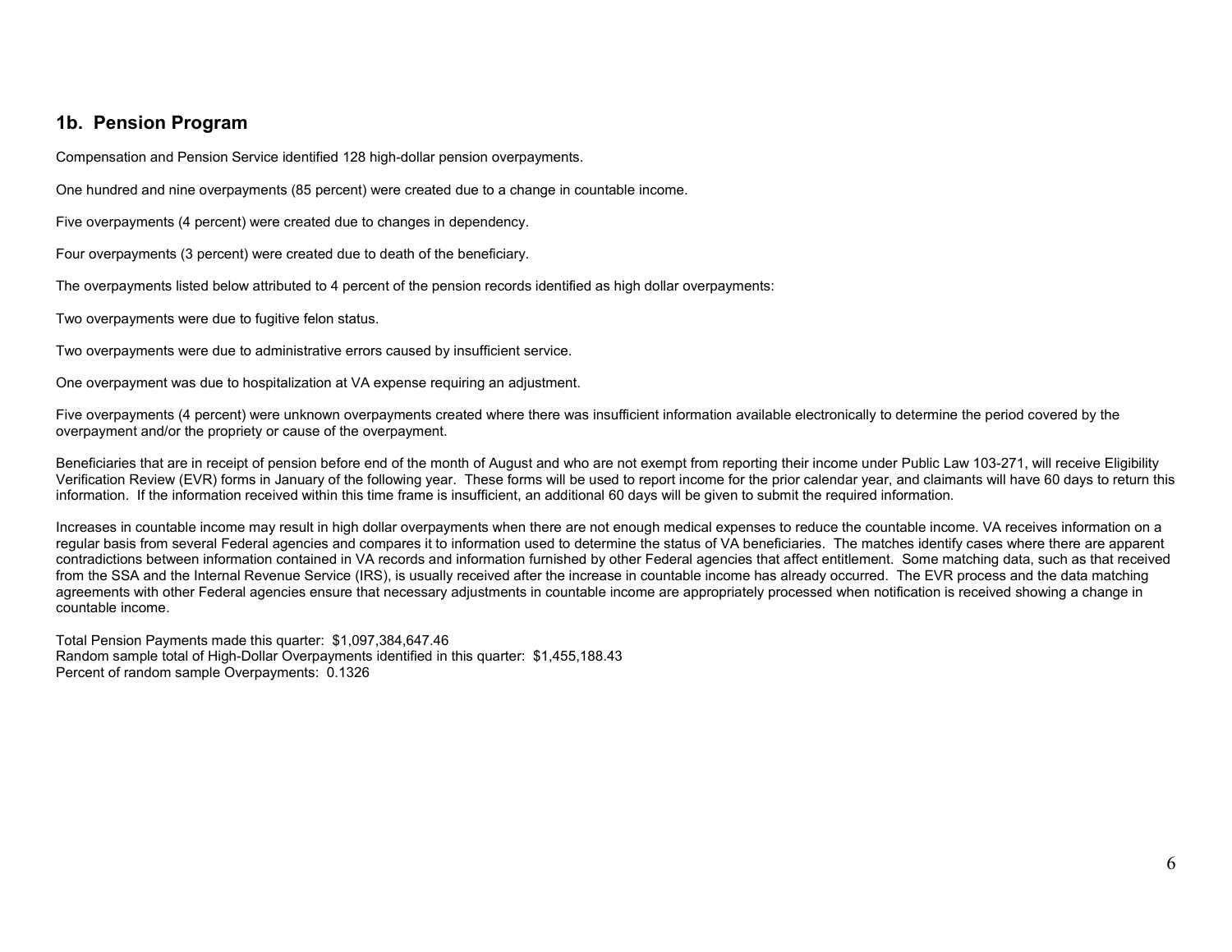## 1b. Pension Program

Compensation and Pension Service identified 128 high-dollar pension overpayments.

One hundred and nine overpayments (85 percent) were created due to a change in countable income.

Five overpayments (4 percent) were created due to changes in dependency.

Four overpayments (3 percent) were created due to death of the beneficiary.

The overpayments listed below attributed to 4 percent of the pension records identified as high dollar overpayments:

Two overpayments were due to fugitive felon status.

Two overpayments were due to administrative errors caused by insufficient service.

One overpayment was due to hospitalization at VA expense requiring an adjustment.

Five overpayments (4 percent) were unknown overpayments created where there was insufficient information available electronically to determine the period covered by the overpayment and/or the propriety or cause of the overpayment.

Beneficiaries that are in receipt of pension before end of the month of August and who are not exempt from reporting their income under Public Law 103-271, will receive Eligibility Verification Review (EVR) forms in January of the following year. These forms will be used to report income for the prior calendar year, and claimants will have 60 days to return this information. If the information received within this time frame is insufficient, an additional 60 days will be given to submit the required information.

Increases in countable income may result in high dollar overpayments when there are not enough medical expenses to reduce the countable income. VA receives information on a regular basis from several Federal agencies and compares it to information used to determine the status of VA beneficiaries. The matches identify cases where there are apparent contradictions between information contained in VA records and information furnished by other Federal agencies that affect entitlement. Some matching data, such as that received from the SSA and the Internal Revenue Service (IRS), is usually received after the increase in countable income has already occurred. The EVR process and the data matching agreements with other Federal agencies ensure that necessary adjustments in countable income are appropriately processed when notification is received showing a change in countable income.

Total Pension Payments made this quarter: $1,097,384,647.46
Random sample total of High-Dollar Overpayments identified in this quarter: $1,455,188.43
Percent of random sample Overpayments: 0.1326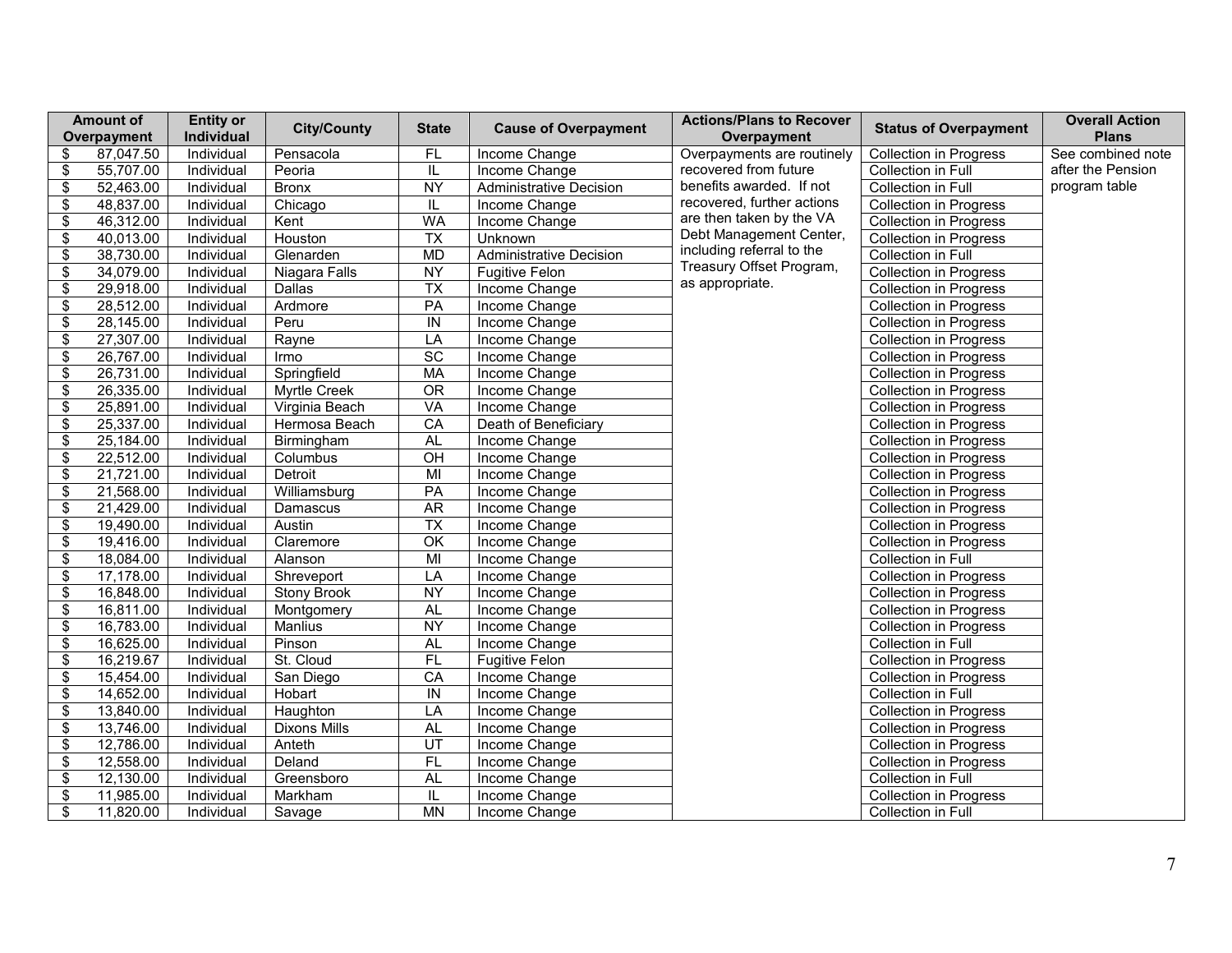| Amount of Overpayment | Entity or Individual | City/County | State | Cause of Overpayment | Actions/Plans to Recover Overpayment | Status of Overpayment | Overall Action Plans |
|---|---|---|---|---|---|---|---|
| $ 87,047.50 | Individual | Pensacola | FL | Income Change | Overpayments are routinely recovered from future benefits awarded. If not recovered, further actions are then taken by the VA Debt Management Center, including referral to the Treasury Offset Program, as appropriate. | Collection in Progress | See combined note after the Pension program table |
| $ 55,707.00 | Individual | Peoria | IL | Income Change | | Collection in Full | |
| $ 52,463.00 | Individual | Bronx | NY | Administrative Decision | | Collection in Full | |
| $ 48,837.00 | Individual | Chicago | IL | Income Change | | Collection in Progress | |
| $ 46,312.00 | Individual | Kent | WA | Income Change | | Collection in Progress | |
| $ 40,013.00 | Individual | Houston | TX | Unknown | | Collection in Progress | |
| $ 38,730.00 | Individual | Glenarden | MD | Administrative Decision | | Collection in Full | |
| $ 34,079.00 | Individual | Niagara Falls | NY | Fugitive Felon | | Collection in Progress | |
| $ 29,918.00 | Individual | Dallas | TX | Income Change | | Collection in Progress | |
| $ 28,512.00 | Individual | Ardmore | PA | Income Change | | Collection in Progress | |
| $ 28,145.00 | Individual | Peru | IN | Income Change | | Collection in Progress | |
| $ 27,307.00 | Individual | Rayne | LA | Income Change | | Collection in Progress | |
| $ 26,767.00 | Individual | Irmo | SC | Income Change | | Collection in Progress | |
| $ 26,731.00 | Individual | Springfield | MA | Income Change | | Collection in Progress | |
| $ 26,335.00 | Individual | Myrtle Creek | OR | Income Change | | Collection in Progress | |
| $ 25,891.00 | Individual | Virginia Beach | VA | Income Change | | Collection in Progress | |
| $ 25,337.00 | Individual | Hermosa Beach | CA | Death of Beneficiary | | Collection in Progress | |
| $ 25,184.00 | Individual | Birmingham | AL | Income Change | | Collection in Progress | |
| $ 22,512.00 | Individual | Columbus | OH | Income Change | | Collection in Progress | |
| $ 21,721.00 | Individual | Detroit | MI | Income Change | | Collection in Progress | |
| $ 21,568.00 | Individual | Williamsburg | PA | Income Change | | Collection in Progress | |
| $ 21,429.00 | Individual | Damascus | AR | Income Change | | Collection in Progress | |
| $ 19,490.00 | Individual | Austin | TX | Income Change | | Collection in Progress | |
| $ 19,416.00 | Individual | Claremore | OK | Income Change | | Collection in Progress | |
| $ 18,084.00 | Individual | Alanson | MI | Income Change | | Collection in Full | |
| $ 17,178.00 | Individual | Shreveport | LA | Income Change | | Collection in Progress | |
| $ 16,848.00 | Individual | Stony Brook | NY | Income Change | | Collection in Progress | |
| $ 16,811.00 | Individual | Montgomery | AL | Income Change | | Collection in Progress | |
| $ 16,783.00 | Individual | Manlius | NY | Income Change | | Collection in Progress | |
| $ 16,625.00 | Individual | Pinson | AL | Income Change | | Collection in Full | |
| $ 16,219.67 | Individual | St. Cloud | FL | Fugitive Felon | | Collection in Progress | |
| $ 15,454.00 | Individual | San Diego | CA | Income Change | | Collection in Progress | |
| $ 14,652.00 | Individual | Hobart | IN | Income Change | | Collection in Full | |
| $ 13,840.00 | Individual | Haughton | LA | Income Change | | Collection in Progress | |
| $ 13,746.00 | Individual | Dixons Mills | AL | Income Change | | Collection in Progress | |
| $ 12,786.00 | Individual | Anteth | UT | Income Change | | Collection in Progress | |
| $ 12,558.00 | Individual | Deland | FL | Income Change | | Collection in Progress | |
| $ 12,130.00 | Individual | Greensboro | AL | Income Change | | Collection in Full | |
| $ 11,985.00 | Individual | Markham | IL | Income Change | | Collection in Progress | |
| $ 11,820.00 | Individual | Savage | MN | Income Change | | Collection in Full | |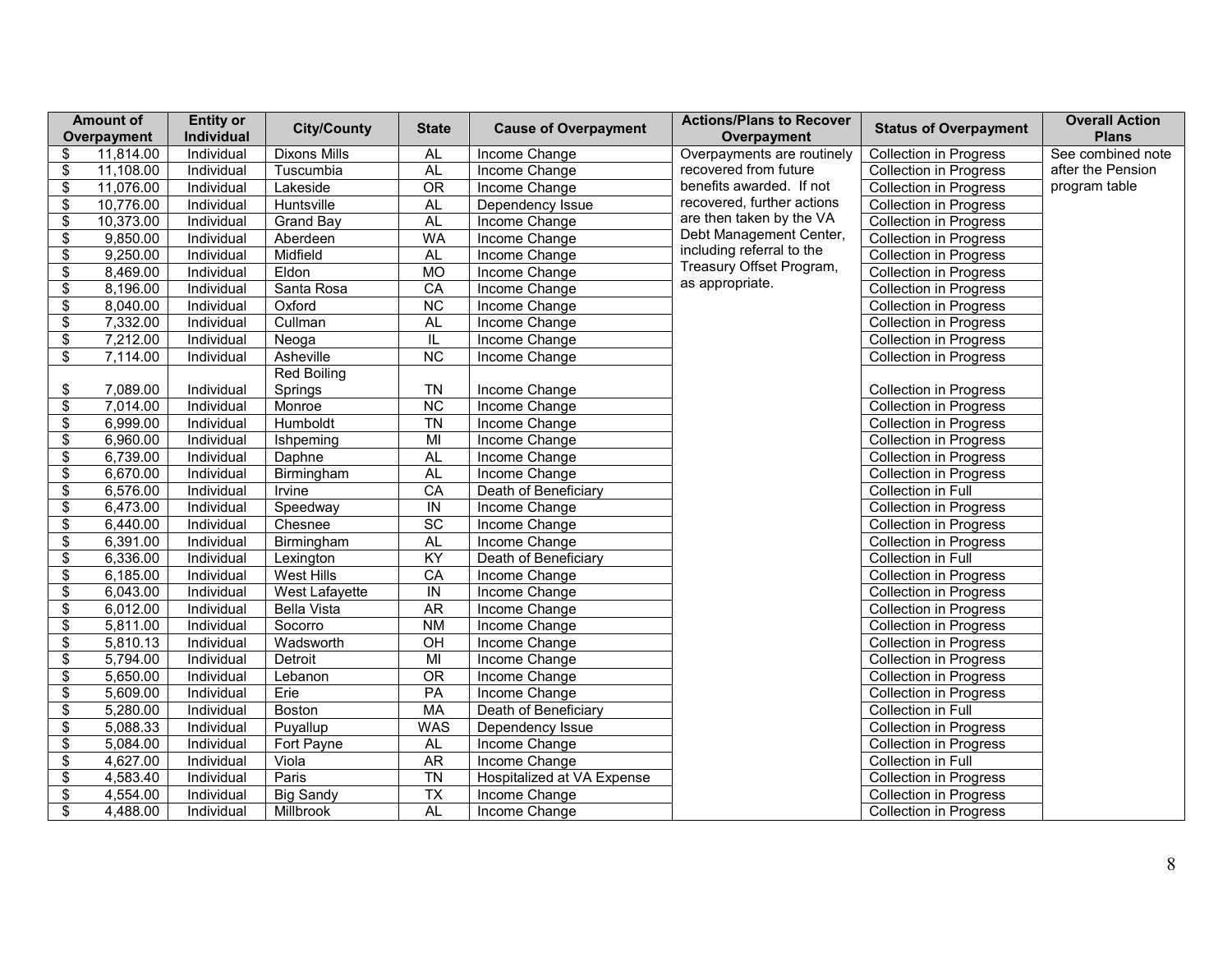| Amount of Overpayment | Entity or Individual | City/County | State | Cause of Overpayment | Actions/Plans to Recover Overpayment | Status of Overpayment | Overall Action Plans |
|---|---|---|---|---|---|---|---|
| $ 11,814.00 | Individual | Dixons Mills | AL | Income Change | Overpayments are routinely recovered from future benefits awarded. If not recovered, further actions are then taken by the VA Debt Management Center, including referral to the Treasury Offset Program, as appropriate. | Collection in Progress | See combined note after the Pension program table |
| $ 11,108.00 | Individual | Tuscumbia | AL | Income Change | | Collection in Progress | |
| $ 11,076.00 | Individual | Lakeside | OR | Income Change | | Collection in Progress | |
| $ 10,776.00 | Individual | Huntsville | AL | Dependency Issue | | Collection in Progress | |
| $ 10,373.00 | Individual | Grand Bay | AL | Income Change | | Collection in Progress | |
| $ 9,850.00 | Individual | Aberdeen | WA | Income Change | | Collection in Progress | |
| $ 9,250.00 | Individual | Midfield | AL | Income Change | | Collection in Progress | |
| $ 8,469.00 | Individual | Eldon | MO | Income Change | | Collection in Progress | |
| $ 8,196.00 | Individual | Santa Rosa | CA | Income Change | | Collection in Progress | |
| $ 8,040.00 | Individual | Oxford | NC | Income Change | | Collection in Progress | |
| $ 7,332.00 | Individual | Cullman | AL | Income Change | | Collection in Progress | |
| $ 7,212.00 | Individual | Neoga | IL | Income Change | | Collection in Progress | |
| $ 7,114.00 | Individual | Asheville | NC | Income Change | | Collection in Progress | |
| $ 7,089.00 | Individual | Red Boiling Springs | TN | Income Change | | Collection in Progress | |
| $ 7,014.00 | Individual | Monroe | NC | Income Change | | Collection in Progress | |
| $ 6,999.00 | Individual | Humboldt | TN | Income Change | | Collection in Progress | |
| $ 6,960.00 | Individual | Ishpeming | MI | Income Change | | Collection in Progress | |
| $ 6,739.00 | Individual | Daphne | AL | Income Change | | Collection in Progress | |
| $ 6,670.00 | Individual | Birmingham | AL | Income Change | | Collection in Progress | |
| $ 6,576.00 | Individual | Irvine | CA | Death of Beneficiary | | Collection in Full | |
| $ 6,473.00 | Individual | Speedway | IN | Income Change | | Collection in Progress | |
| $ 6,440.00 | Individual | Chesnee | SC | Income Change | | Collection in Progress | |
| $ 6,391.00 | Individual | Birmingham | AL | Income Change | | Collection in Progress | |
| $ 6,336.00 | Individual | Lexington | KY | Death of Beneficiary | | Collection in Full | |
| $ 6,185.00 | Individual | West Hills | CA | Income Change | | Collection in Progress | |
| $ 6,043.00 | Individual | West Lafayette | IN | Income Change | | Collection in Progress | |
| $ 6,012.00 | Individual | Bella Vista | AR | Income Change | | Collection in Progress | |
| $ 5,811.00 | Individual | Socorro | NM | Income Change | | Collection in Progress | |
| $ 5,810.13 | Individual | Wadsworth | OH | Income Change | | Collection in Progress | |
| $ 5,794.00 | Individual | Detroit | MI | Income Change | | Collection in Progress | |
| $ 5,650.00 | Individual | Lebanon | OR | Income Change | | Collection in Progress | |
| $ 5,609.00 | Individual | Erie | PA | Income Change | | Collection in Progress | |
| $ 5,280.00 | Individual | Boston | MA | Death of Beneficiary | | Collection in Full | |
| $ 5,088.33 | Individual | Puyallup | WAS | Dependency Issue | | Collection in Progress | |
| $ 5,084.00 | Individual | Fort Payne | AL | Income Change | | Collection in Progress | |
| $ 4,627.00 | Individual | Viola | AR | Income Change | | Collection in Full | |
| $ 4,583.40 | Individual | Paris | TN | Hospitalized at VA Expense | | Collection in Progress | |
| $ 4,554.00 | Individual | Big Sandy | TX | Income Change | | Collection in Progress | |
| $ 4,488.00 | Individual | Millbrook | AL | Income Change | | Collection in Progress | |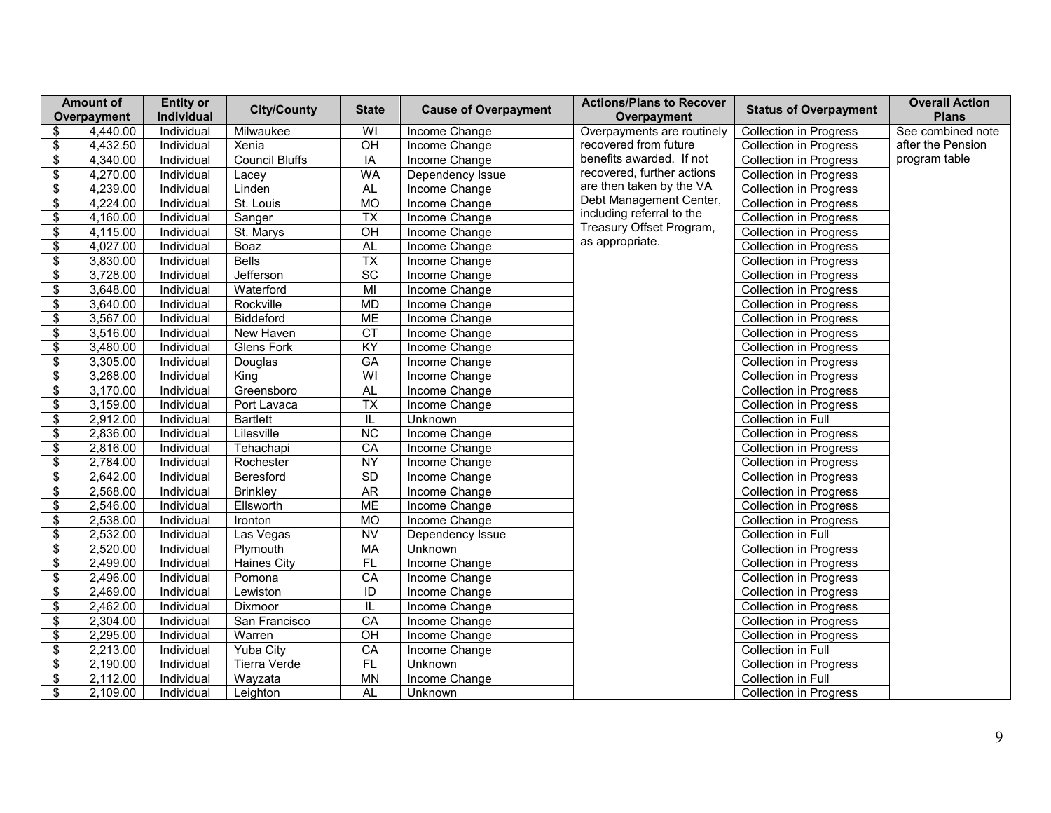| Amount of Overpayment | Entity or Individual | City/County | State | Cause of Overpayment | Actions/Plans to Recover Overpayment | Status of Overpayment | Overall Action Plans |
|---|---|---|---|---|---|---|---|
| $ 4,440.00 | Individual | Milwaukee | WI | Income Change | Overpayments are routinely recovered from future benefits awarded. If not recovered, further actions are then taken by the VA Debt Management Center, including referral to the Treasury Offset Program, as appropriate. | Collection in Progress | See combined note after the Pension program table |
| $ 4,432.50 | Individual | Xenia | OH | Income Change | | Collection in Progress | |
| $ 4,340.00 | Individual | Council Bluffs | IA | Income Change | | Collection in Progress | |
| $ 4,270.00 | Individual | Lacey | WA | Dependency Issue | | Collection in Progress | |
| $ 4,239.00 | Individual | Linden | AL | Income Change | | Collection in Progress | |
| $ 4,224.00 | Individual | St. Louis | MO | Income Change | | Collection in Progress | |
| $ 4,160.00 | Individual | Sanger | TX | Income Change | | Collection in Progress | |
| $ 4,115.00 | Individual | St. Marys | OH | Income Change | | Collection in Progress | |
| $ 4,027.00 | Individual | Boaz | AL | Income Change | | Collection in Progress | |
| $ 3,830.00 | Individual | Bells | TX | Income Change | | Collection in Progress | |
| $ 3,728.00 | Individual | Jefferson | SC | Income Change | | Collection in Progress | |
| $ 3,648.00 | Individual | Waterford | MI | Income Change | | Collection in Progress | |
| $ 3,640.00 | Individual | Rockville | MD | Income Change | | Collection in Progress | |
| $ 3,567.00 | Individual | Biddeford | ME | Income Change | | Collection in Progress | |
| $ 3,516.00 | Individual | New Haven | CT | Income Change | | Collection in Progress | |
| $ 3,480.00 | Individual | Glens Fork | KY | Income Change | | Collection in Progress | |
| $ 3,305.00 | Individual | Douglas | GA | Income Change | | Collection in Progress | |
| $ 3,268.00 | Individual | King | WI | Income Change | | Collection in Progress | |
| $ 3,170.00 | Individual | Greensboro | AL | Income Change | | Collection in Progress | |
| $ 3,159.00 | Individual | Port Lavaca | TX | Income Change | | Collection in Progress | |
| $ 2,912.00 | Individual | Bartlett | IL | Unknown | | Collection in Full | |
| $ 2,836.00 | Individual | Lilesville | NC | Income Change | | Collection in Progress | |
| $ 2,816.00 | Individual | Tehachapi | CA | Income Change | | Collection in Progress | |
| $ 2,784.00 | Individual | Rochester | NY | Income Change | | Collection in Progress | |
| $ 2,642.00 | Individual | Beresford | SD | Income Change | | Collection in Progress | |
| $ 2,568.00 | Individual | Brinkley | AR | Income Change | | Collection in Progress | |
| $ 2,546.00 | Individual | Ellsworth | ME | Income Change | | Collection in Progress | |
| $ 2,538.00 | Individual | Ironton | MO | Income Change | | Collection in Progress | |
| $ 2,532.00 | Individual | Las Vegas | NV | Dependency Issue | | Collection in Full | |
| $ 2,520.00 | Individual | Plymouth | MA | Unknown | | Collection in Progress | |
| $ 2,499.00 | Individual | Haines City | FL | Income Change | | Collection in Progress | |
| $ 2,496.00 | Individual | Pomona | CA | Income Change | | Collection in Progress | |
| $ 2,469.00 | Individual | Lewiston | ID | Income Change | | Collection in Progress | |
| $ 2,462.00 | Individual | Dixmoor | IL | Income Change | | Collection in Progress | |
| $ 2,304.00 | Individual | San Francisco | CA | Income Change | | Collection in Progress | |
| $ 2,295.00 | Individual | Warren | OH | Income Change | | Collection in Progress | |
| $ 2,213.00 | Individual | Yuba City | CA | Income Change | | Collection in Full | |
| $ 2,190.00 | Individual | Tierra Verde | FL | Unknown | | Collection in Progress | |
| $ 2,112.00 | Individual | Wayzata | MN | Income Change | | Collection in Full | |
| $ 2,109.00 | Individual | Leighton | AL | Unknown | | Collection in Progress | |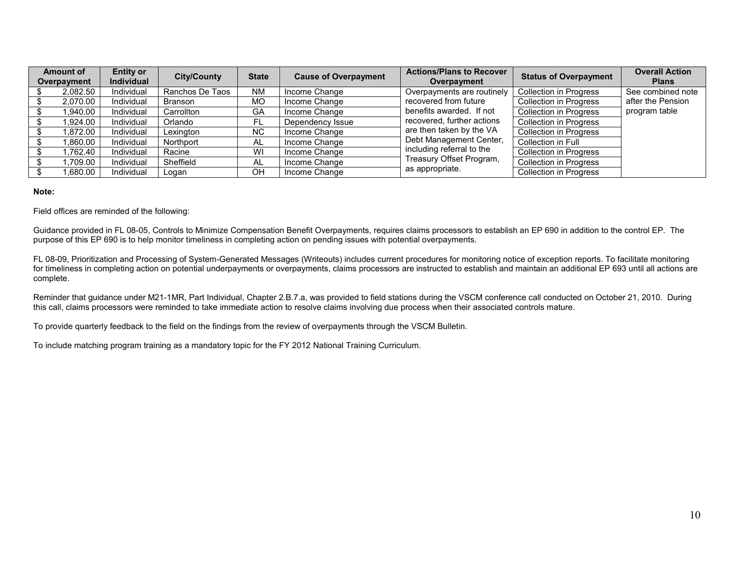| Amount of Overpayment | Entity or Individual | City/County | State | Cause of Overpayment | Actions/Plans to Recover Overpayment | Status of Overpayment | Overall Action Plans |
|---|---|---|---|---|---|---|---|
| $ 2,082.50 | Individual | Ranchos De Taos | NM | Income Change | Overpayments are routinely recovered from future benefits awarded. If not recovered, further actions are then taken by the VA Debt Management Center, including referral to the Treasury Offset Program, as appropriate. | Collection in Progress | See combined note after the Pension program table |
| $ 2,070.00 | Individual | Branson | MO | Income Change | | Collection in Progress | |
| $ 1,940.00 | Individual | Carrollton | GA | Income Change | | Collection in Progress | |
| $ 1,924.00 | Individual | Orlando | FL | Dependency Issue | | Collection in Progress | |
| $ 1,872.00 | Individual | Lexington | NC | Income Change | | Collection in Progress | |
| $ 1,860.00 | Individual | Northport | AL | Income Change | | Collection in Full | |
| $ 1,762.40 | Individual | Racine | WI | Income Change | | Collection in Progress | |
| $ 1,709.00 | Individual | Sheffield | AL | Income Change | | Collection in Progress | |
| $ 1,680.00 | Individual | Logan | OH | Income Change | | Collection in Progress | |

**Note:**

Field offices are reminded of the following:

Guidance provided in FL 08-05, Controls to Minimize Compensation Benefit Overpayments, requires claims processors to establish an EP 690 in addition to the control EP. The purpose of this EP 690 is to help monitor timeliness in completing action on pending issues with potential overpayments.

FL 08-09, Prioritization and Processing of System-Generated Messages (Writeouts) includes current procedures for monitoring notice of exception reports. To facilitate monitoring for timeliness in completing action on potential underpayments or overpayments, claims processors are instructed to establish and maintain an additional EP 693 until all actions are complete.

Reminder that guidance under M21-1MR, Part Individual, Chapter 2.B.7.a, was provided to field stations during the VSCM conference call conducted on October 21, 2010. During this call, claims processors were reminded to take immediate action to resolve claims involving due process when their associated controls mature.

To provide quarterly feedback to the field on the findings from the review of overpayments through the VSCM Bulletin.

To include matching program training as a mandatory topic for the FY 2012 National Training Curriculum.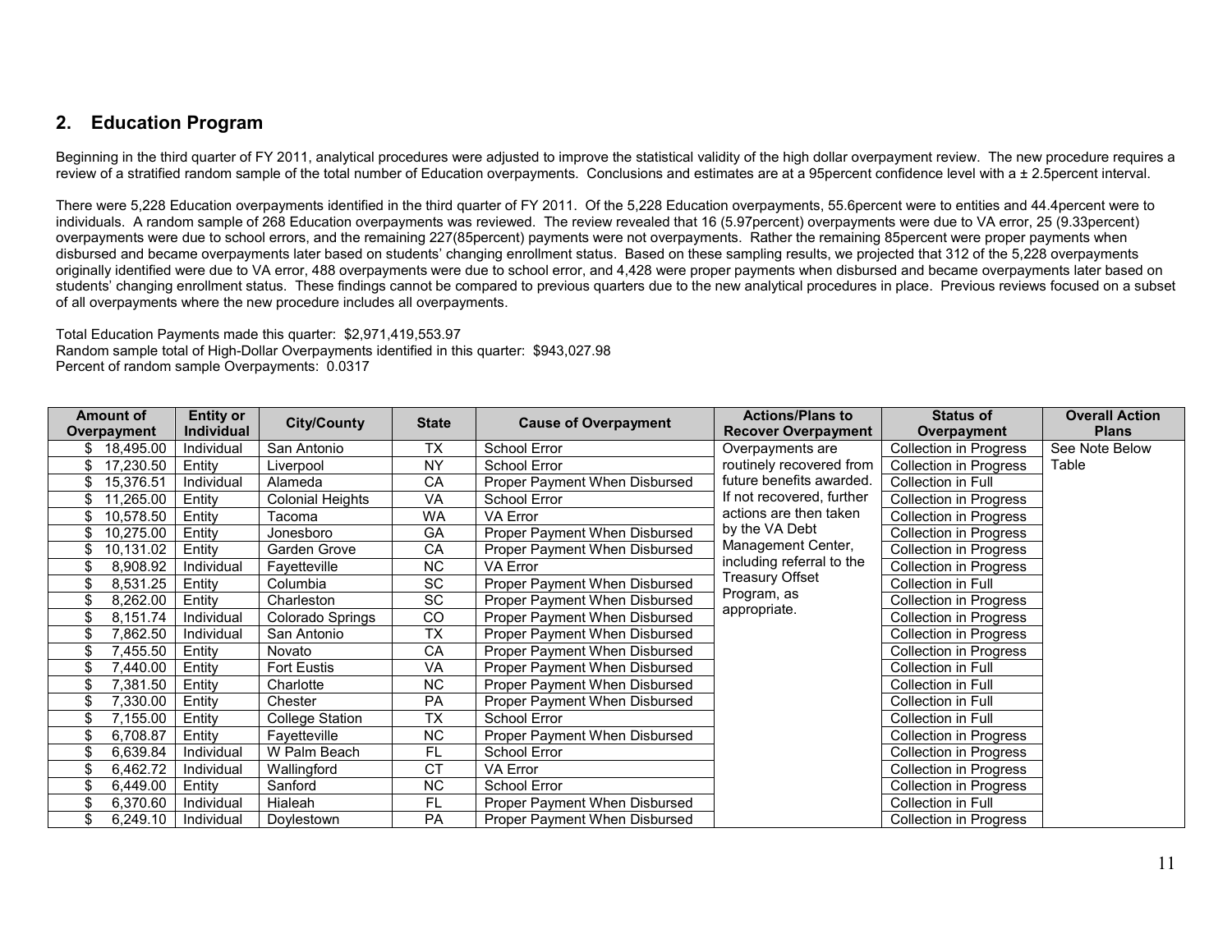## 2. Education Program

Beginning in the third quarter of FY 2011, analytical procedures were adjusted to improve the statistical validity of the high dollar overpayment review. The new procedure requires a review of a stratified random sample of the total number of Education overpayments. Conclusions and estimates are at a 95percent confidence level with a ± 2.5percent interval.

There were 5,228 Education overpayments identified in the third quarter of FY 2011. Of the 5,228 Education overpayments, 55.6percent were to entities and 44.4percent were to individuals. A random sample of 268 Education overpayments was reviewed. The review revealed that 16 (5.97percent) overpayments were due to VA error, 25 (9.33percent) overpayments were due to school errors, and the remaining 227(85percent) payments were not overpayments. Rather the remaining 85percent were proper payments when disbursed and became overpayments later based on students' changing enrollment status. Based on these sampling results, we projected that 312 of the 5,228 overpayments originally identified were due to VA error, 488 overpayments were due to school error, and 4,428 were proper payments when disbursed and became overpayments later based on students' changing enrollment status. These findings cannot be compared to previous quarters due to the new analytical procedures in place. Previous reviews focused on a subset of all overpayments where the new procedure includes all overpayments.

Total Education Payments made this quarter: $2,971,419,553.97
Random sample total of High-Dollar Overpayments identified in this quarter: $943,027.98
Percent of random sample Overpayments: 0.0317

| Amount of Overpayment | Entity or Individual | City/County | State | Cause of Overpayment | Actions/Plans to Recover Overpayment | Status of Overpayment | Overall Action Plans |
|---|---|---|---|---|---|---|---|
| $ 18,495.00 | Individual | San Antonio | TX | School Error | Overpayments are routinely recovered from future benefits awarded. If not recovered, further actions are then taken by the VA Debt Management Center, including referral to the Treasury Offset Program, as appropriate. | Collection in Progress | See Note Below Table |
| $ 17,230.50 | Entity | Liverpool | NY | School Error | | Collection in Progress | |
| $ 15,376.51 | Individual | Alameda | CA | Proper Payment When Disbursed | | Collection in Full | |
| $ 11,265.00 | Entity | Colonial Heights | VA | School Error | | Collection in Progress | |
| $ 10,578.50 | Entity | Tacoma | WA | VA Error | | Collection in Progress | |
| $ 10,275.00 | Entity | Jonesboro | GA | Proper Payment When Disbursed | | Collection in Progress | |
| $ 10,131.02 | Entity | Garden Grove | CA | Proper Payment When Disbursed | | Collection in Progress | |
| $ 8,908.92 | Individual | Fayetteville | NC | VA Error | | Collection in Progress | |
| $ 8,531.25 | Entity | Columbia | SC | Proper Payment When Disbursed | | Collection in Full | |
| $ 8,262.00 | Entity | Charleston | SC | Proper Payment When Disbursed | | Collection in Progress | |
| $ 8,151.74 | Individual | Colorado Springs | CO | Proper Payment When Disbursed | | Collection in Progress | |
| $ 7,862.50 | Individual | San Antonio | TX | Proper Payment When Disbursed | | Collection in Progress | |
| $ 7,455.50 | Entity | Novato | CA | Proper Payment When Disbursed | | Collection in Progress | |
| $ 7,440.00 | Entity | Fort Eustis | VA | Proper Payment When Disbursed | | Collection in Full | |
| $ 7,381.50 | Entity | Charlotte | NC | Proper Payment When Disbursed | | Collection in Full | |
| $ 7,330.00 | Entity | Chester | PA | Proper Payment When Disbursed | | Collection in Full | |
| $ 7,155.00 | Entity | College Station | TX | School Error | | Collection in Full | |
| $ 6,708.87 | Entity | Fayetteville | NC | Proper Payment When Disbursed | | Collection in Progress | |
| $ 6,639.84 | Individual | W Palm Beach | FL | School Error | | Collection in Progress | |
| $ 6,462.72 | Individual | Wallingford | CT | VA Error | | Collection in Progress | |
| $ 6,449.00 | Entity | Sanford | NC | School Error | | Collection in Progress | |
| $ 6,370.60 | Individual | Hialeah | FL | Proper Payment When Disbursed | | Collection in Full | |
| $ 6,249.10 | Individual | Doylestown | PA | Proper Payment When Disbursed | | Collection in Progress | |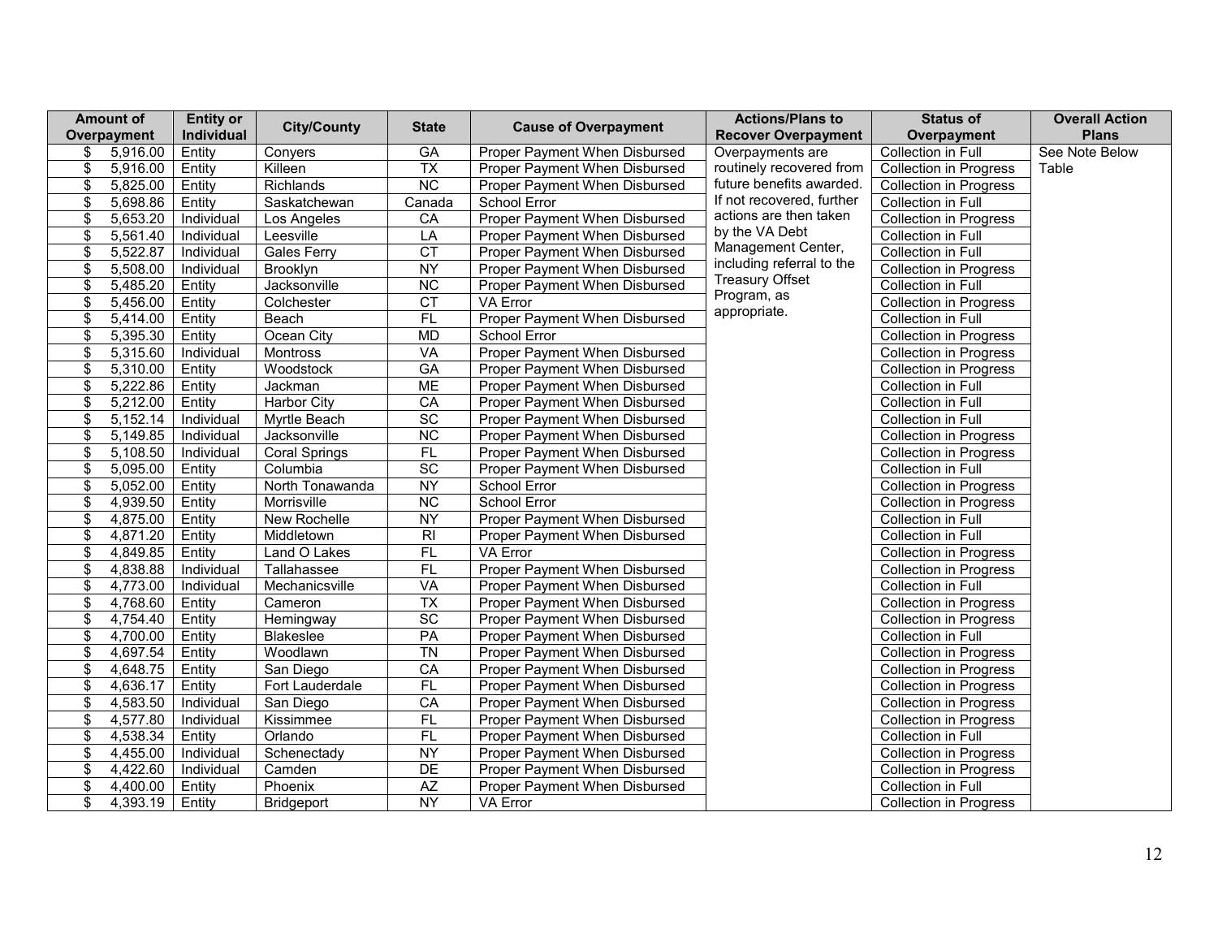| Amount of Overpayment | Entity or Individual | City/County | State | Cause of Overpayment | Actions/Plans to Recover Overpayment | Status of Overpayment | Overall Action Plans |
|---|---|---|---|---|---|---|---|
| $ 5,916.00 | Entity | Conyers | GA | Proper Payment When Disbursed | Overpayments are routinely recovered from future benefits awarded. If not recovered, further actions are then taken by the VA Debt Management Center, including referral to the Treasury Offset Program, as appropriate. | Collection in Full | See Note Below Table |
| $ 5,916.00 | Entity | Killeen | TX | Proper Payment When Disbursed | | Collection in Progress | |
| $ 5,825.00 | Entity | Richlands | NC | Proper Payment When Disbursed | | Collection in Progress | |
| $ 5,698.86 | Entity | Saskatchewan | Canada | School Error | | Collection in Full | |
| $ 5,653.20 | Individual | Los Angeles | CA | Proper Payment When Disbursed | | Collection in Progress | |
| $ 5,561.40 | Individual | Leesville | LA | Proper Payment When Disbursed | | Collection in Full | |
| $ 5,522.87 | Individual | Gales Ferry | CT | Proper Payment When Disbursed | | Collection in Full | |
| $ 5,508.00 | Individual | Brooklyn | NY | Proper Payment When Disbursed | | Collection in Progress | |
| $ 5,485.20 | Entity | Jacksonville | NC | Proper Payment When Disbursed | | Collection in Full | |
| $ 5,456.00 | Entity | Colchester | CT | VA Error | | Collection in Progress | |
| $ 5,414.00 | Entity | Beach | FL | Proper Payment When Disbursed | | Collection in Full | |
| $ 5,395.30 | Entity | Ocean City | MD | School Error | | Collection in Progress | |
| $ 5,315.60 | Individual | Montross | VA | Proper Payment When Disbursed | | Collection in Progress | |
| $ 5,310.00 | Entity | Woodstock | GA | Proper Payment When Disbursed | | Collection in Progress | |
| $ 5,222.86 | Entity | Jackman | ME | Proper Payment When Disbursed | | Collection in Full | |
| $ 5,212.00 | Entity | Harbor City | CA | Proper Payment When Disbursed | | Collection in Full | |
| $ 5,152.14 | Individual | Myrtle Beach | SC | Proper Payment When Disbursed | | Collection in Full | |
| $ 5,149.85 | Individual | Jacksonville | NC | Proper Payment When Disbursed | | Collection in Progress | |
| $ 5,108.50 | Individual | Coral Springs | FL | Proper Payment When Disbursed | | Collection in Progress | |
| $ 5,095.00 | Entity | Columbia | SC | Proper Payment When Disbursed | | Collection in Full | |
| $ 5,052.00 | Entity | North Tonawanda | NY | School Error | | Collection in Progress | |
| $ 4,939.50 | Entity | Morrisville | NC | School Error | | Collection in Progress | |
| $ 4,875.00 | Entity | New Rochelle | NY | Proper Payment When Disbursed | | Collection in Full | |
| $ 4,871.20 | Entity | Middletown | RI | Proper Payment When Disbursed | | Collection in Full | |
| $ 4,849.85 | Entity | Land O Lakes | FL | VA Error | | Collection in Progress | |
| $ 4,838.88 | Individual | Tallahassee | FL | Proper Payment When Disbursed | | Collection in Progress | |
| $ 4,773.00 | Individual | Mechanicsville | VA | Proper Payment When Disbursed | | Collection in Full | |
| $ 4,768.60 | Entity | Cameron | TX | Proper Payment When Disbursed | | Collection in Progress | |
| $ 4,754.40 | Entity | Hemingway | SC | Proper Payment When Disbursed | | Collection in Progress | |
| $ 4,700.00 | Entity | Blakeslee | PA | Proper Payment When Disbursed | | Collection in Full | |
| $ 4,697.54 | Entity | Woodlawn | TN | Proper Payment When Disbursed | | Collection in Progress | |
| $ 4,648.75 | Entity | San Diego | CA | Proper Payment When Disbursed | | Collection in Progress | |
| $ 4,636.17 | Entity | Fort Lauderdale | FL | Proper Payment When Disbursed | | Collection in Progress | |
| $ 4,583.50 | Individual | San Diego | CA | Proper Payment When Disbursed | | Collection in Progress | |
| $ 4,577.80 | Individual | Kissimmee | FL | Proper Payment When Disbursed | | Collection in Progress | |
| $ 4,538.34 | Entity | Orlando | FL | Proper Payment When Disbursed | | Collection in Full | |
| $ 4,455.00 | Individual | Schenectady | NY | Proper Payment When Disbursed | | Collection in Progress | |
| $ 4,422.60 | Individual | Camden | DE | Proper Payment When Disbursed | | Collection in Progress | |
| $ 4,400.00 | Entity | Phoenix | AZ | Proper Payment When Disbursed | | Collection in Full | |
| $ 4,393.19 | Entity | Bridgeport | NY | VA Error | | Collection in Progress | |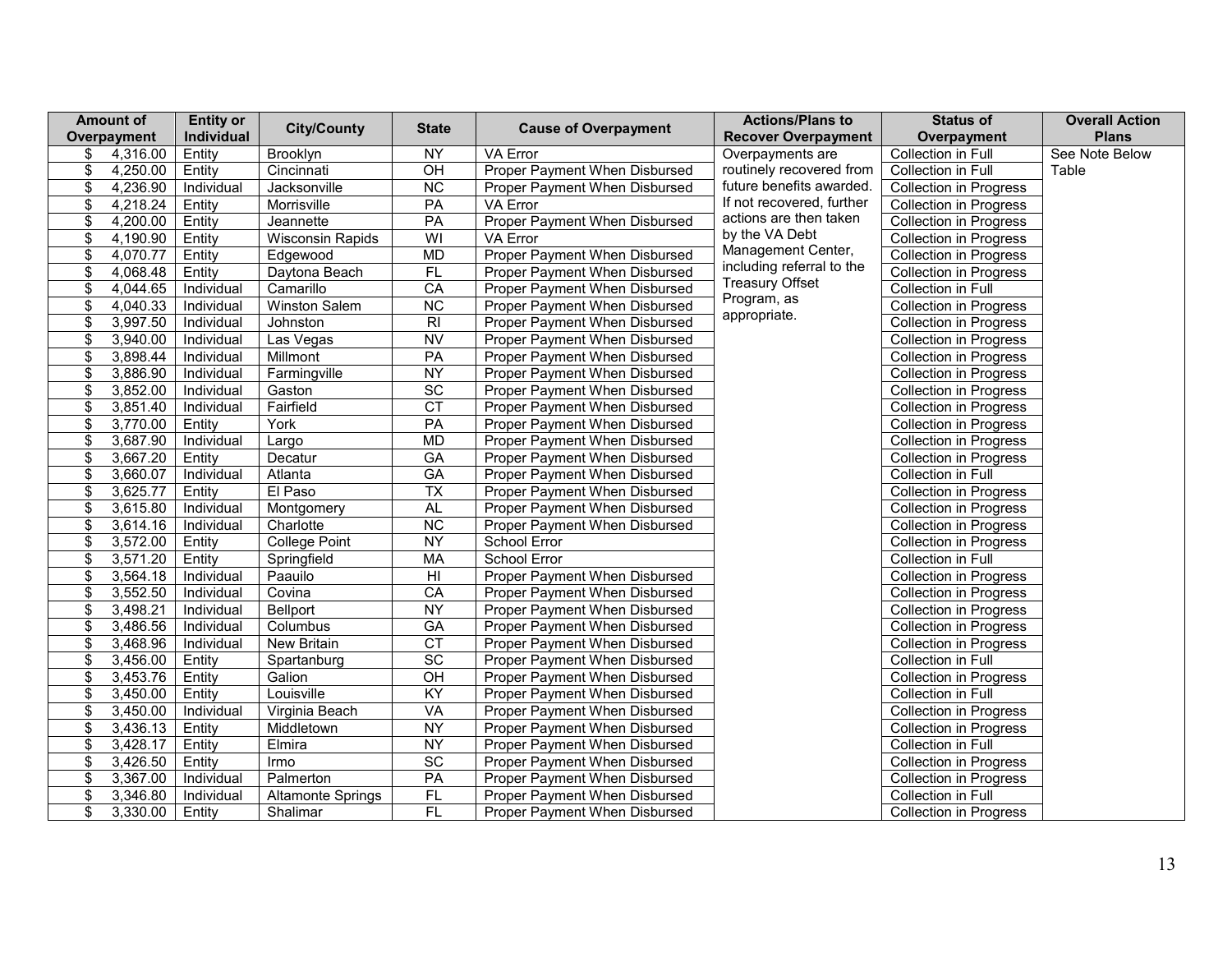| Amount of Overpayment | Entity or Individual | City/County | State | Cause of Overpayment | Actions/Plans to Recover Overpayment | Status of Overpayment | Overall Action Plans |
|---|---|---|---|---|---|---|---|
| $ 4,316.00 | Entity | Brooklyn | NY | VA Error | Overpayments are routinely recovered from future benefits awarded. If not recovered, further actions are then taken by the VA Debt Management Center, including referral to the Treasury Offset Program, as appropriate. | Collection in Full | See Note Below Table |
| $ 4,250.00 | Entity | Cincinnati | OH | Proper Payment When Disbursed | | Collection in Full | |
| $ 4,236.90 | Individual | Jacksonville | NC | Proper Payment When Disbursed | | Collection in Progress | |
| $ 4,218.24 | Entity | Morrisville | PA | VA Error | | Collection in Progress | |
| $ 4,200.00 | Entity | Jeannette | PA | Proper Payment When Disbursed | | Collection in Progress | |
| $ 4,190.90 | Entity | Wisconsin Rapids | WI | VA Error | | Collection in Progress | |
| $ 4,070.77 | Entity | Edgewood | MD | Proper Payment When Disbursed | | Collection in Progress | |
| $ 4,068.48 | Entity | Daytona Beach | FL | Proper Payment When Disbursed | | Collection in Progress | |
| $ 4,044.65 | Individual | Camarillo | CA | Proper Payment When Disbursed | | Collection in Full | |
| $ 4,040.33 | Individual | Winston Salem | NC | Proper Payment When Disbursed | | Collection in Progress | |
| $ 3,997.50 | Individual | Johnston | RI | Proper Payment When Disbursed | | Collection in Progress | |
| $ 3,940.00 | Individual | Las Vegas | NV | Proper Payment When Disbursed | | Collection in Progress | |
| $ 3,898.44 | Individual | Millmont | PA | Proper Payment When Disbursed | | Collection in Progress | |
| $ 3,886.90 | Individual | Farmingville | NY | Proper Payment When Disbursed | | Collection in Progress | |
| $ 3,852.00 | Individual | Gaston | SC | Proper Payment When Disbursed | | Collection in Progress | |
| $ 3,851.40 | Individual | Fairfield | CT | Proper Payment When Disbursed | | Collection in Progress | |
| $ 3,770.00 | Entity | York | PA | Proper Payment When Disbursed | | Collection in Progress | |
| $ 3,687.90 | Individual | Largo | MD | Proper Payment When Disbursed | | Collection in Progress | |
| $ 3,667.20 | Entity | Decatur | GA | Proper Payment When Disbursed | | Collection in Progress | |
| $ 3,660.07 | Individual | Atlanta | GA | Proper Payment When Disbursed | | Collection in Full | |
| $ 3,625.77 | Entity | El Paso | TX | Proper Payment When Disbursed | | Collection in Progress | |
| $ 3,615.80 | Individual | Montgomery | AL | Proper Payment When Disbursed | | Collection in Progress | |
| $ 3,614.16 | Individual | Charlotte | NC | Proper Payment When Disbursed | | Collection in Progress | |
| $ 3,572.00 | Entity | College Point | NY | School Error | | Collection in Progress | |
| $ 3,571.20 | Entity | Springfield | MA | School Error | | Collection in Full | |
| $ 3,564.18 | Individual | Paauilo | HI | Proper Payment When Disbursed | | Collection in Progress | |
| $ 3,552.50 | Individual | Covina | CA | Proper Payment When Disbursed | | Collection in Progress | |
| $ 3,498.21 | Individual | Bellport | NY | Proper Payment When Disbursed | | Collection in Progress | |
| $ 3,486.56 | Individual | Columbus | GA | Proper Payment When Disbursed | | Collection in Progress | |
| $ 3,468.96 | Individual | New Britain | CT | Proper Payment When Disbursed | | Collection in Progress | |
| $ 3,456.00 | Entity | Spartanburg | SC | Proper Payment When Disbursed | | Collection in Full | |
| $ 3,453.76 | Entity | Galion | OH | Proper Payment When Disbursed | | Collection in Progress | |
| $ 3,450.00 | Entity | Louisville | KY | Proper Payment When Disbursed | | Collection in Full | |
| $ 3,450.00 | Individual | Virginia Beach | VA | Proper Payment When Disbursed | | Collection in Progress | |
| $ 3,436.13 | Entity | Middletown | NY | Proper Payment When Disbursed | | Collection in Progress | |
| $ 3,428.17 | Entity | Elmira | NY | Proper Payment When Disbursed | | Collection in Full | |
| $ 3,426.50 | Entity | Irmo | SC | Proper Payment When Disbursed | | Collection in Progress | |
| $ 3,367.00 | Individual | Palmerton | PA | Proper Payment When Disbursed | | Collection in Progress | |
| $ 3,346.80 | Individual | Altamonte Springs | FL | Proper Payment When Disbursed | | Collection in Full | |
| $ 3,330.00 | Entity | Shalimar | FL | Proper Payment When Disbursed | | Collection in Progress | |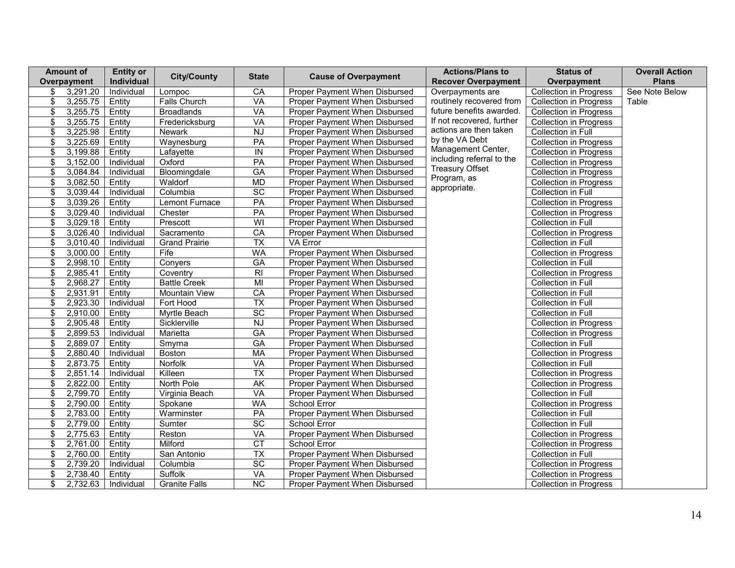| Amount of Overpayment | Entity or Individual | City/County | State | Cause of Overpayment | Actions/Plans to Recover Overpayment | Status of Overpayment | Overall Action Plans |
|---|---|---|---|---|---|---|---|
| $ 3,291.20 | Individual | Lompoc | CA | Proper Payment When Disbursed | Overpayments are routinely recovered from future benefits awarded. If not recovered, further actions are then taken by the VA Debt Management Center, including referral to the Treasury Offset Program, as appropriate. | Collection in Progress | See Note Below Table |
| $ 3,255.75 | Entity | Falls Church | VA | Proper Payment When Disbursed | | Collection in Progress | |
| $ 3,255.75 | Entity | Broadlands | VA | Proper Payment When Disbursed | | Collection in Progress | |
| $ 3,255.75 | Entity | Fredericksburg | VA | Proper Payment When Disbursed | | Collection in Progress | |
| $ 3,225.98 | Entity | Newark | NJ | Proper Payment When Disbursed | | Collection in Full | |
| $ 3,225.69 | Entity | Waynesburg | PA | Proper Payment When Disbursed | | Collection in Progress | |
| $ 3,199.88 | Entity | Lafayette | IN | Proper Payment When Disbursed | | Collection in Progress | |
| $ 3,152.00 | Individual | Oxford | PA | Proper Payment When Disbursed | | Collection in Progress | |
| $ 3,084.84 | Individual | Bloomingdale | GA | Proper Payment When Disbursed | | Collection in Progress | |
| $ 3,082.50 | Entity | Waldorf | MD | Proper Payment When Disbursed | | Collection in Progress | |
| $ 3,039.44 | Individual | Columbia | SC | Proper Payment When Disbursed | | Collection in Full | |
| $ 3,039.26 | Entity | Lemont Furnace | PA | Proper Payment When Disbursed | | Collection in Progress | |
| $ 3,029.40 | Individual | Chester | PA | Proper Payment When Disbursed | | Collection in Progress | |
| $ 3,029.18 | Entity | Prescott | WI | Proper Payment When Disbursed | | Collection in Full | |
| $ 3,026.40 | Individual | Sacramento | CA | Proper Payment When Disbursed | | Collection in Progress | |
| $ 3,010.40 | Individual | Grand Prairie | TX | VA Error | | Collection in Full | |
| $ 3,000.00 | Entity | Fife | WA | Proper Payment When Disbursed | | Collection in Progress | |
| $ 2,998.10 | Entity | Conyers | GA | Proper Payment When Disbursed | | Collection in Full | |
| $ 2,985.41 | Entity | Coventry | RI | Proper Payment When Disbursed | | Collection in Progress | |
| $ 2,968.27 | Entity | Battle Creek | MI | Proper Payment When Disbursed | | Collection in Full | |
| $ 2,931.91 | Entity | Mountain View | CA | Proper Payment When Disbursed | | Collection in Full | |
| $ 2,923.30 | Individual | Fort Hood | TX | Proper Payment When Disbursed | | Collection in Full | |
| $ 2,910.00 | Entity | Myrtle Beach | SC | Proper Payment When Disbursed | | Collection in Full | |
| $ 2,905.48 | Entity | Sicklerville | NJ | Proper Payment When Disbursed | | Collection in Progress | |
| $ 2,899.53 | Individual | Marietta | GA | Proper Payment When Disbursed | | Collection in Progress | |
| $ 2,889.07 | Entity | Smyrna | GA | Proper Payment When Disbursed | | Collection in Full | |
| $ 2,880.40 | Individual | Boston | MA | Proper Payment When Disbursed | | Collection in Progress | |
| $ 2,873.75 | Entity | Norfolk | VA | Proper Payment When Disbursed | | Collection in Full | |
| $ 2,851.14 | Individual | Killeen | TX | Proper Payment When Disbursed | | Collection in Progress | |
| $ 2,822.00 | Entity | North Pole | AK | Proper Payment When Disbursed | | Collection in Progress | |
| $ 2,799.70 | Entity | Virginia Beach | VA | Proper Payment When Disbursed | | Collection in Full | |
| $ 2,790.00 | Entity | Spokane | WA | School Error | | Collection in Progress | |
| $ 2,783.00 | Entity | Warminster | PA | Proper Payment When Disbursed | | Collection in Full | |
| $ 2,779.00 | Entity | Sumter | SC | School Error | | Collection in Full | |
| $ 2,775.63 | Entity | Reston | VA | Proper Payment When Disbursed | | Collection in Progress | |
| $ 2,761.00 | Entity | Milford | CT | School Error | | Collection in Progress | |
| $ 2,760.00 | Entity | San Antonio | TX | Proper Payment When Disbursed | | Collection in Full | |
| $ 2,739.20 | Individual | Columbia | SC | Proper Payment When Disbursed | | Collection in Progress | |
| $ 2,738.40 | Entity | Suffolk | VA | Proper Payment When Disbursed | | Collection in Progress | |
| $ 2,732.63 | Individual | Granite Falls | NC | Proper Payment When Disbursed | | Collection in Progress | |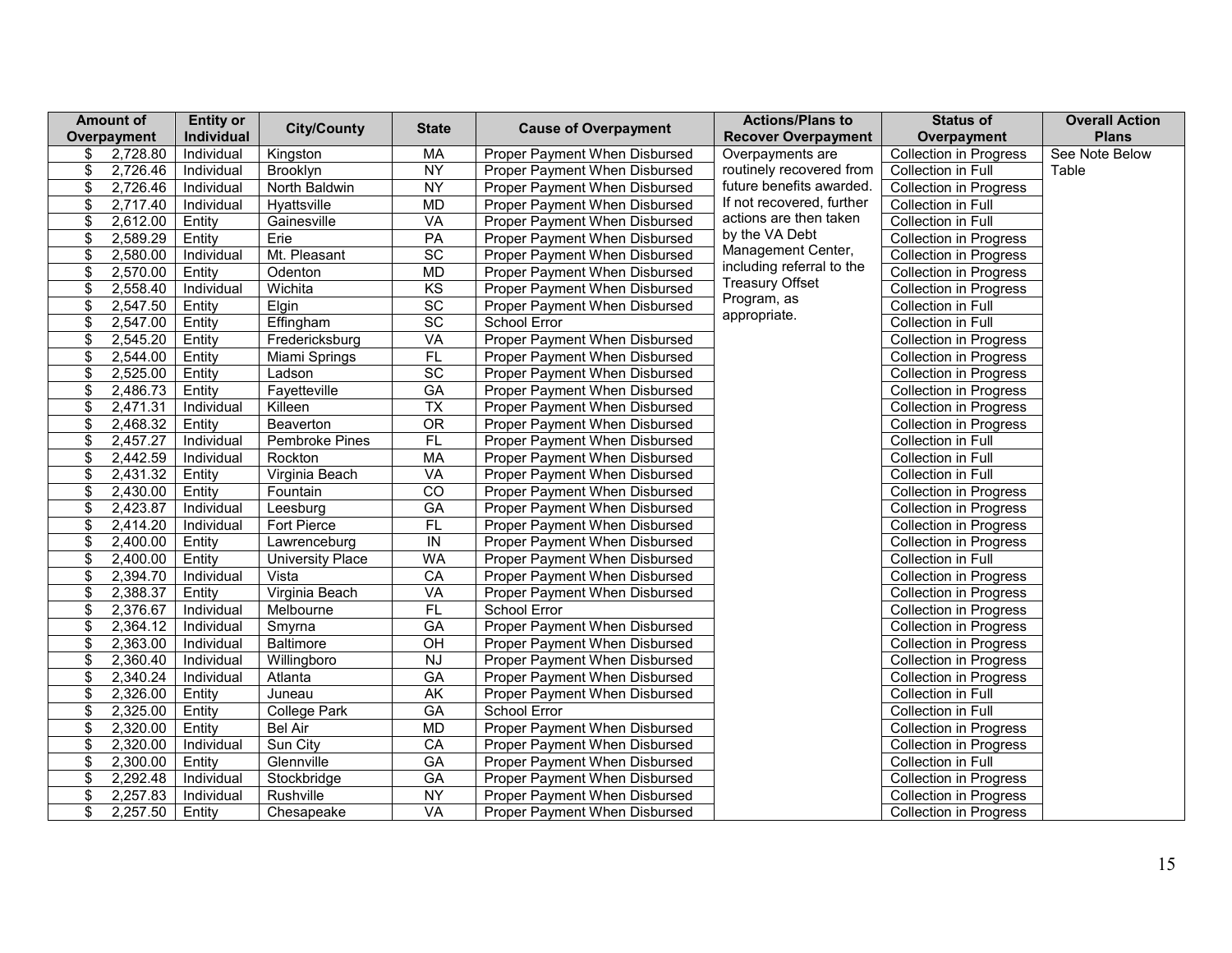| Amount of Overpayment | Entity or Individual | City/County | State | Cause of Overpayment | Actions/Plans to Recover Overpayment | Status of Overpayment | Overall Action Plans |
|---|---|---|---|---|---|---|---|
| $ 2,728.80 | Individual | Kingston | MA | Proper Payment When Disbursed | Overpayments are routinely recovered from future benefits awarded. If not recovered, further actions are then taken by the VA Debt Management Center, including referral to the Treasury Offset Program, as appropriate. | Collection in Progress | See Note Below Table |
| $ 2,726.46 | Individual | Brooklyn | NY | Proper Payment When Disbursed | | Collection in Full | |
| $ 2,726.46 | Individual | North Baldwin | NY | Proper Payment When Disbursed | | Collection in Progress | |
| $ 2,717.40 | Individual | Hyattsville | MD | Proper Payment When Disbursed | | Collection in Full | |
| $ 2,612.00 | Entity | Gainesville | VA | Proper Payment When Disbursed | | Collection in Full | |
| $ 2,589.29 | Entity | Erie | PA | Proper Payment When Disbursed | | Collection in Progress | |
| $ 2,580.00 | Individual | Mt. Pleasant | SC | Proper Payment When Disbursed | | Collection in Progress | |
| $ 2,570.00 | Entity | Odenton | MD | Proper Payment When Disbursed | | Collection in Progress | |
| $ 2,558.40 | Individual | Wichita | KS | Proper Payment When Disbursed | | Collection in Progress | |
| $ 2,547.50 | Entity | Elgin | SC | Proper Payment When Disbursed | | Collection in Full | |
| $ 2,547.00 | Entity | Effingham | SC | School Error | | Collection in Full | |
| $ 2,545.20 | Entity | Fredericksburg | VA | Proper Payment When Disbursed | | Collection in Progress | |
| $ 2,544.00 | Entity | Miami Springs | FL | Proper Payment When Disbursed | | Collection in Progress | |
| $ 2,525.00 | Entity | Ladson | SC | Proper Payment When Disbursed | | Collection in Progress | |
| $ 2,486.73 | Entity | Fayetteville | GA | Proper Payment When Disbursed | | Collection in Progress | |
| $ 2,471.31 | Individual | Killeen | TX | Proper Payment When Disbursed | | Collection in Progress | |
| $ 2,468.32 | Entity | Beaverton | OR | Proper Payment When Disbursed | | Collection in Progress | |
| $ 2,457.27 | Individual | Pembroke Pines | FL | Proper Payment When Disbursed | | Collection in Full | |
| $ 2,442.59 | Individual | Rockton | MA | Proper Payment When Disbursed | | Collection in Full | |
| $ 2,431.32 | Entity | Virginia Beach | VA | Proper Payment When Disbursed | | Collection in Full | |
| $ 2,430.00 | Entity | Fountain | CO | Proper Payment When Disbursed | | Collection in Progress | |
| $ 2,423.87 | Individual | Leesburg | GA | Proper Payment When Disbursed | | Collection in Progress | |
| $ 2,414.20 | Individual | Fort Pierce | FL | Proper Payment When Disbursed | | Collection in Progress | |
| $ 2,400.00 | Entity | Lawrenceburg | IN | Proper Payment When Disbursed | | Collection in Progress | |
| $ 2,400.00 | Entity | University Place | WA | Proper Payment When Disbursed | | Collection in Full | |
| $ 2,394.70 | Individual | Vista | CA | Proper Payment When Disbursed | | Collection in Progress | |
| $ 2,388.37 | Entity | Virginia Beach | VA | Proper Payment When Disbursed | | Collection in Progress | |
| $ 2,376.67 | Individual | Melbourne | FL | School Error | | Collection in Progress | |
| $ 2,364.12 | Individual | Smyrna | GA | Proper Payment When Disbursed | | Collection in Progress | |
| $ 2,363.00 | Individual | Baltimore | OH | Proper Payment When Disbursed | | Collection in Progress | |
| $ 2,360.40 | Individual | Willingboro | NJ | Proper Payment When Disbursed | | Collection in Progress | |
| $ 2,340.24 | Individual | Atlanta | GA | Proper Payment When Disbursed | | Collection in Progress | |
| $ 2,326.00 | Entity | Juneau | AK | Proper Payment When Disbursed | | Collection in Full | |
| $ 2,325.00 | Entity | College Park | GA | School Error | | Collection in Full | |
| $ 2,320.00 | Entity | Bel Air | MD | Proper Payment When Disbursed | | Collection in Progress | |
| $ 2,320.00 | Individual | Sun City | CA | Proper Payment When Disbursed | | Collection in Progress | |
| $ 2,300.00 | Entity | Glennville | GA | Proper Payment When Disbursed | | Collection in Full | |
| $ 2,292.48 | Individual | Stockbridge | GA | Proper Payment When Disbursed | | Collection in Progress | |
| $ 2,257.83 | Individual | Rushville | NY | Proper Payment When Disbursed | | Collection in Progress | |
| $ 2,257.50 | Entity | Chesapeake | VA | Proper Payment When Disbursed | | Collection in Progress | |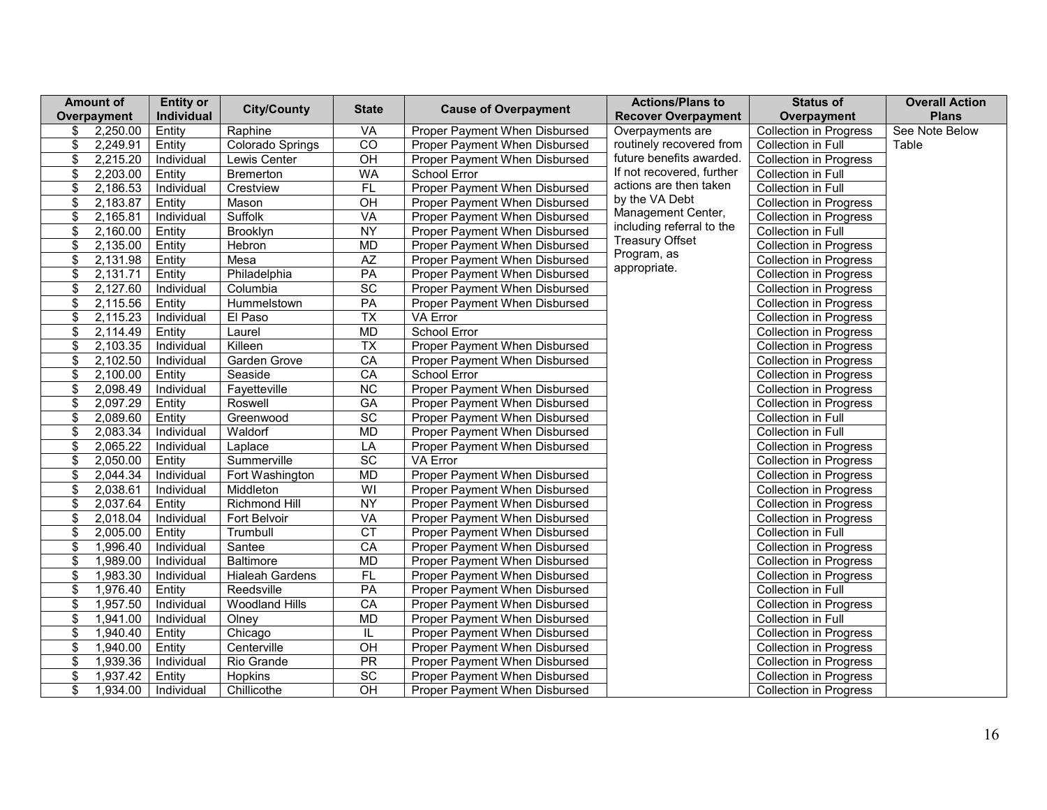| Amount of Overpayment | Entity or Individual | City/County | State | Cause of Overpayment | Actions/Plans to Recover Overpayment | Status of Overpayment | Overall Action Plans |
|---|---|---|---|---|---|---|---|
| $ 2,250.00 | Entity | Raphine | VA | Proper Payment When Disbursed | Overpayments are routinely recovered from future benefits awarded. If not recovered, further actions are then taken by the VA Debt Management Center, including referral to the Treasury Offset Program, as appropriate. | Collection in Progress | See Note Below Table |
| $ 2,249.91 | Entity | Colorado Springs | CO | Proper Payment When Disbursed | | Collection in Full | |
| $ 2,215.20 | Individual | Lewis Center | OH | Proper Payment When Disbursed | | Collection in Progress | |
| $ 2,203.00 | Entity | Bremerton | WA | School Error | | Collection in Full | |
| $ 2,186.53 | Individual | Crestview | FL | Proper Payment When Disbursed | | Collection in Full | |
| $ 2,183.87 | Entity | Mason | OH | Proper Payment When Disbursed | | Collection in Progress | |
| $ 2,165.81 | Individual | Suffolk | VA | Proper Payment When Disbursed | | Collection in Progress | |
| $ 2,160.00 | Entity | Brooklyn | NY | Proper Payment When Disbursed | | Collection in Full | |
| $ 2,135.00 | Entity | Hebron | MD | Proper Payment When Disbursed | | Collection in Progress | |
| $ 2,131.98 | Entity | Mesa | AZ | Proper Payment When Disbursed | | Collection in Progress | |
| $ 2,131.71 | Entity | Philadelphia | PA | Proper Payment When Disbursed | | Collection in Progress | |
| $ 2,127.60 | Individual | Columbia | SC | Proper Payment When Disbursed | | Collection in Progress | |
| $ 2,115.56 | Entity | Hummelstown | PA | Proper Payment When Disbursed | | Collection in Progress | |
| $ 2,115.23 | Individual | El Paso | TX | VA Error | | Collection in Progress | |
| $ 2,114.49 | Entity | Laurel | MD | School Error | | Collection in Progress | |
| $ 2,103.35 | Individual | Killeen | TX | Proper Payment When Disbursed | | Collection in Progress | |
| $ 2,102.50 | Individual | Garden Grove | CA | Proper Payment When Disbursed | | Collection in Progress | |
| $ 2,100.00 | Entity | Seaside | CA | School Error | | Collection in Progress | |
| $ 2,098.49 | Individual | Fayetteville | NC | Proper Payment When Disbursed | | Collection in Progress | |
| $ 2,097.29 | Entity | Roswell | GA | Proper Payment When Disbursed | | Collection in Progress | |
| $ 2,089.60 | Entity | Greenwood | SC | Proper Payment When Disbursed | | Collection in Full | |
| $ 2,083.34 | Individual | Waldorf | MD | Proper Payment When Disbursed | | Collection in Full | |
| $ 2,065.22 | Individual | Laplace | LA | Proper Payment When Disbursed | | Collection in Progress | |
| $ 2,050.00 | Entity | Summerville | SC | VA Error | | Collection in Progress | |
| $ 2,044.34 | Individual | Fort Washington | MD | Proper Payment When Disbursed | | Collection in Progress | |
| $ 2,038.61 | Individual | Middleton | WI | Proper Payment When Disbursed | | Collection in Progress | |
| $ 2,037.64 | Entity | Richmond Hill | NY | Proper Payment When Disbursed | | Collection in Progress | |
| $ 2,018.04 | Individual | Fort Belvoir | VA | Proper Payment When Disbursed | | Collection in Progress | |
| $ 2,005.00 | Entity | Trumbull | CT | Proper Payment When Disbursed | | Collection in Full | |
| $ 1,996.40 | Individual | Santee | CA | Proper Payment When Disbursed | | Collection in Progress | |
| $ 1,989.00 | Individual | Baltimore | MD | Proper Payment When Disbursed | | Collection in Progress | |
| $ 1,983.30 | Individual | Hialeah Gardens | FL | Proper Payment When Disbursed | | Collection in Progress | |
| $ 1,976.40 | Entity | Reedsville | PA | Proper Payment When Disbursed | | Collection in Full | |
| $ 1,957.50 | Individual | Woodland Hills | CA | Proper Payment When Disbursed | | Collection in Progress | |
| $ 1,941.00 | Individual | Olney | MD | Proper Payment When Disbursed | | Collection in Full | |
| $ 1,940.40 | Entity | Chicago | IL | Proper Payment When Disbursed | | Collection in Progress | |
| $ 1,940.00 | Entity | Centerville | OH | Proper Payment When Disbursed | | Collection in Progress | |
| $ 1,939.36 | Individual | Rio Grande | PR | Proper Payment When Disbursed | | Collection in Progress | |
| $ 1,937.42 | Entity | Hopkins | SC | Proper Payment When Disbursed | | Collection in Progress | |
| $ 1,934.00 | Individual | Chillicothe | OH | Proper Payment When Disbursed | | Collection in Progress | |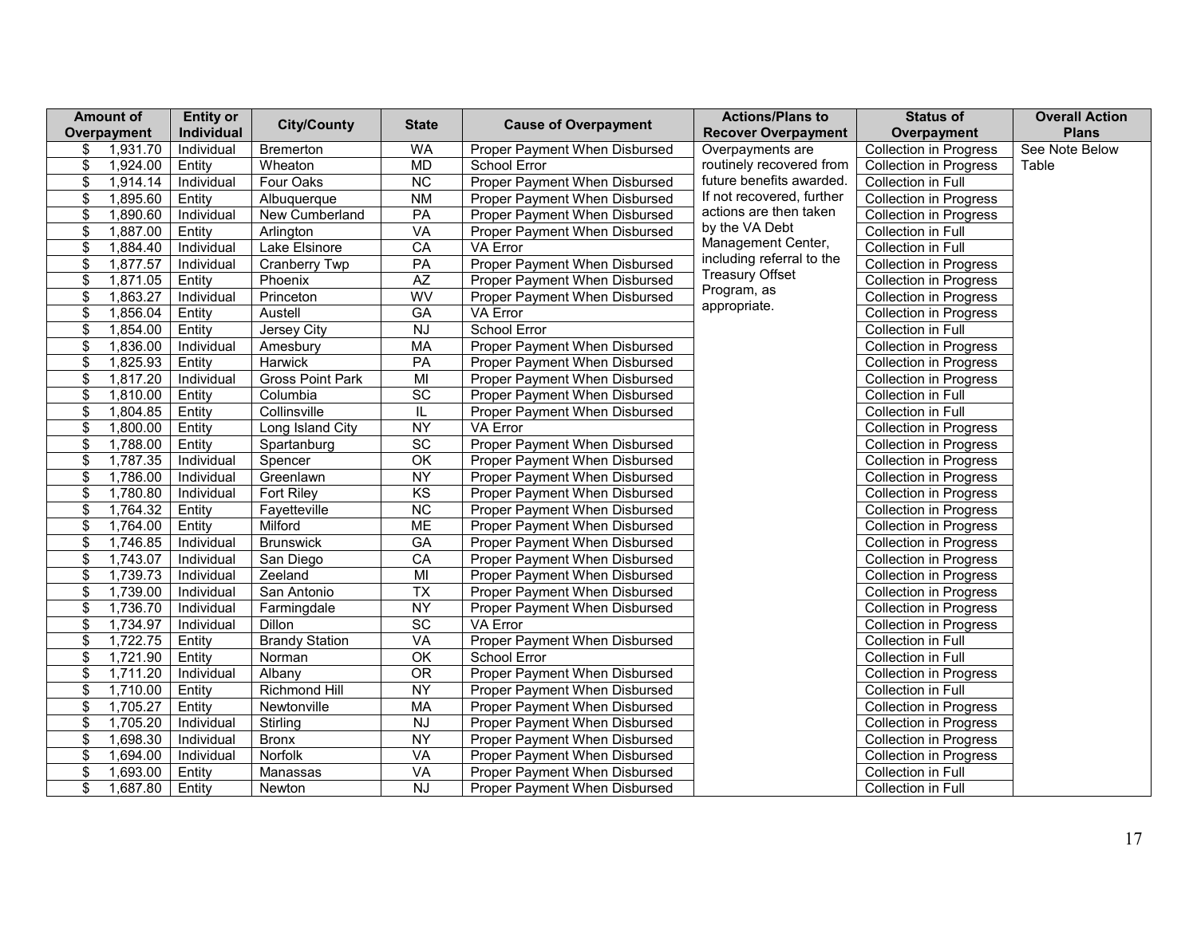| Amount of Overpayment | Entity or Individual | City/County | State | Cause of Overpayment | Actions/Plans to Recover Overpayment | Status of Overpayment | Overall Action Plans |
|---|---|---|---|---|---|---|---|
| $ 1,931.70 | Individual | Bremerton | WA | Proper Payment When Disbursed | Overpayments are routinely recovered from future benefits awarded. If not recovered, further actions are then taken by the VA Debt Management Center, including referral to the Treasury Offset Program, as appropriate. | Collection in Progress | See Note Below Table |
| $ 1,924.00 | Entity | Wheaton | MD | School Error | | Collection in Progress | |
| $ 1,914.14 | Individual | Four Oaks | NC | Proper Payment When Disbursed | | Collection in Full | |
| $ 1,895.60 | Entity | Albuquerque | NM | Proper Payment When Disbursed | | Collection in Progress | |
| $ 1,890.60 | Individual | New Cumberland | PA | Proper Payment When Disbursed | | Collection in Progress | |
| $ 1,887.00 | Entity | Arlington | VA | Proper Payment When Disbursed | | Collection in Full | |
| $ 1,884.40 | Individual | Lake Elsinore | CA | VA Error | | Collection in Full | |
| $ 1,877.57 | Individual | Cranberry Twp | PA | Proper Payment When Disbursed | | Collection in Progress | |
| $ 1,871.05 | Entity | Phoenix | AZ | Proper Payment When Disbursed | | Collection in Progress | |
| $ 1,863.27 | Individual | Princeton | WV | Proper Payment When Disbursed | | Collection in Progress | |
| $ 1,856.04 | Entity | Austell | GA | VA Error | | Collection in Progress | |
| $ 1,854.00 | Entity | Jersey City | NJ | School Error | | Collection in Full | |
| $ 1,836.00 | Individual | Amesbury | MA | Proper Payment When Disbursed | | Collection in Progress | |
| $ 1,825.93 | Entity | Harwick | PA | Proper Payment When Disbursed | | Collection in Progress | |
| $ 1,817.20 | Individual | Gross Point Park | MI | Proper Payment When Disbursed | | Collection in Progress | |
| $ 1,810.00 | Entity | Columbia | SC | Proper Payment When Disbursed | | Collection in Full | |
| $ 1,804.85 | Entity | Collinsville | IL | Proper Payment When Disbursed | | Collection in Full | |
| $ 1,800.00 | Entity | Long Island City | NY | VA Error | | Collection in Progress | |
| $ 1,788.00 | Entity | Spartanburg | SC | Proper Payment When Disbursed | | Collection in Progress | |
| $ 1,787.35 | Individual | Spencer | OK | Proper Payment When Disbursed | | Collection in Progress | |
| $ 1,786.00 | Individual | Greenlawn | NY | Proper Payment When Disbursed | | Collection in Progress | |
| $ 1,780.80 | Individual | Fort Riley | KS | Proper Payment When Disbursed | | Collection in Progress | |
| $ 1,764.32 | Entity | Fayetteville | NC | Proper Payment When Disbursed | | Collection in Progress | |
| $ 1,764.00 | Entity | Milford | ME | Proper Payment When Disbursed | | Collection in Progress | |
| $ 1,746.85 | Individual | Brunswick | GA | Proper Payment When Disbursed | | Collection in Progress | |
| $ 1,743.07 | Individual | San Diego | CA | Proper Payment When Disbursed | | Collection in Progress | |
| $ 1,739.73 | Individual | Zeeland | MI | Proper Payment When Disbursed | | Collection in Progress | |
| $ 1,739.00 | Individual | San Antonio | TX | Proper Payment When Disbursed | | Collection in Progress | |
| $ 1,736.70 | Individual | Farmingdale | NY | Proper Payment When Disbursed | | Collection in Progress | |
| $ 1,734.97 | Individual | Dillon | SC | VA Error | | Collection in Progress | |
| $ 1,722.75 | Entity | Brandy Station | VA | Proper Payment When Disbursed | | Collection in Full | |
| $ 1,721.90 | Entity | Norman | OK | School Error | | Collection in Full | |
| $ 1,711.20 | Individual | Albany | OR | Proper Payment When Disbursed | | Collection in Progress | |
| $ 1,710.00 | Entity | Richmond Hill | NY | Proper Payment When Disbursed | | Collection in Full | |
| $ 1,705.27 | Entity | Newtonville | MA | Proper Payment When Disbursed | | Collection in Progress | |
| $ 1,705.20 | Individual | Stirling | NJ | Proper Payment When Disbursed | | Collection in Progress | |
| $ 1,698.30 | Individual | Bronx | NY | Proper Payment When Disbursed | | Collection in Progress | |
| $ 1,694.00 | Individual | Norfolk | VA | Proper Payment When Disbursed | | Collection in Progress | |
| $ 1,693.00 | Entity | Manassas | VA | Proper Payment When Disbursed | | Collection in Full | |
| $ 1,687.80 | Entity | Newton | NJ | Proper Payment When Disbursed | | Collection in Full | |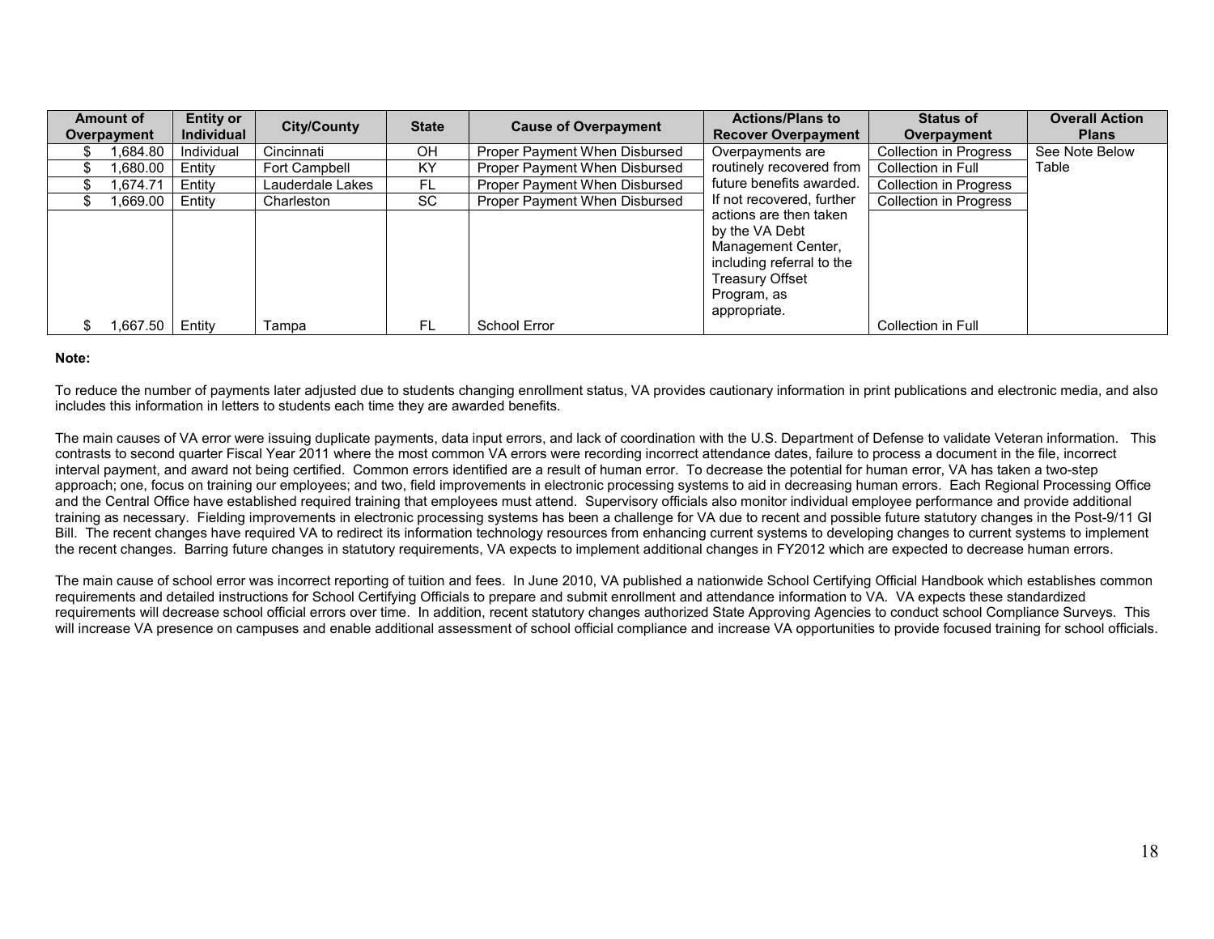| Amount of Overpayment | Entity or Individual | City/County | State | Cause of Overpayment | Actions/Plans to Recover Overpayment | Status of Overpayment | Overall Action Plans |
|---|---|---|---|---|---|---|---|
| $ 1,684.80 | Individual | Cincinnati | OH | Proper Payment When Disbursed | Overpayments are routinely recovered from future benefits awarded. If not recovered, further actions are then taken by the VA Debt Management Center, including referral to the Treasury Offset Program, as appropriate. | Collection in Progress | See Note Below Table |
| $ 1,680.00 | Entity | Fort Campbell | KY | Proper Payment When Disbursed | | Collection in Full | |
| $ 1,674.71 | Entity | Lauderdale Lakes | FL | Proper Payment When Disbursed | | Collection in Progress | |
| $ 1,669.00 | Entity | Charleston | SC | Proper Payment When Disbursed | | Collection in Progress | |
| $ 1,667.50 | Entity | Tampa | FL | School Error | | Collection in Full | |

**Note:**

To reduce the number of payments later adjusted due to students changing enrollment status, VA provides cautionary information in print publications and electronic media, and also includes this information in letters to students each time they are awarded benefits.

The main causes of VA error were issuing duplicate payments, data input errors, and lack of coordination with the U.S. Department of Defense to validate Veteran information. This contrasts to second quarter Fiscal Year 2011 where the most common VA errors were recording incorrect attendance dates, failure to process a document in the file, incorrect interval payment, and award not being certified. Common errors identified are a result of human error. To decrease the potential for human error, VA has taken a two-step approach; one, focus on training our employees; and two, field improvements in electronic processing systems to aid in decreasing human errors. Each Regional Processing Office and the Central Office have established required training that employees must attend. Supervisory officials also monitor individual employee performance and provide additional training as necessary. Fielding improvements in electronic processing systems has been a challenge for VA due to recent and possible future statutory changes in the Post-9/11 GI Bill. The recent changes have required VA to redirect its information technology resources from enhancing current systems to developing changes to current systems to implement the recent changes. Barring future changes in statutory requirements, VA expects to implement additional changes in FY2012 which are expected to decrease human errors.

The main cause of school error was incorrect reporting of tuition and fees. In June 2010, VA published a nationwide School Certifying Official Handbook which establishes common requirements and detailed instructions for School Certifying Officials to prepare and submit enrollment and attendance information to VA. VA expects these standardized requirements will decrease school official errors over time. In addition, recent statutory changes authorized State Approving Agencies to conduct school Compliance Surveys. This will increase VA presence on campuses and enable additional assessment of school official compliance and increase VA opportunities to provide focused training for school officials.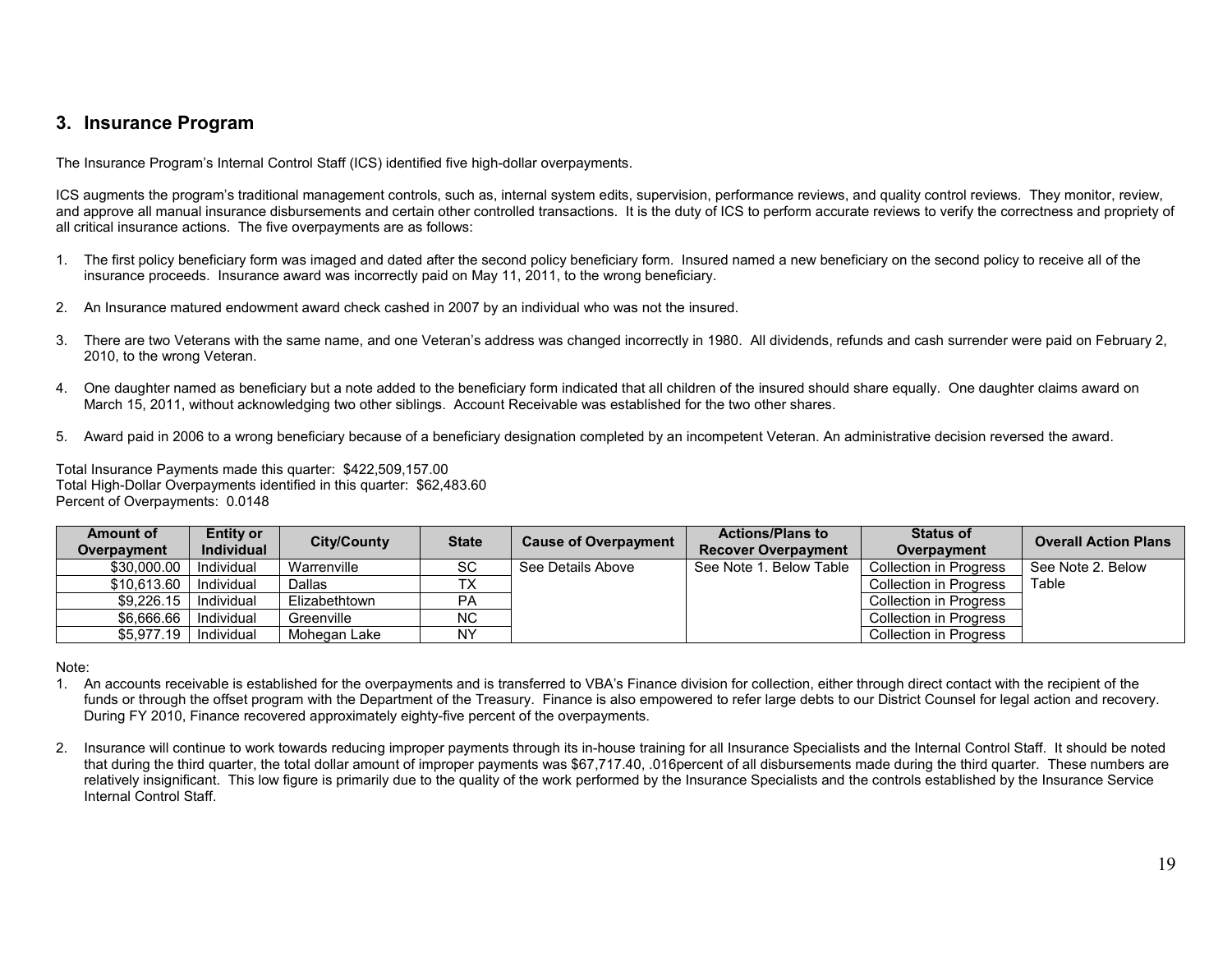## 3. Insurance Program

The Insurance Program's Internal Control Staff (ICS) identified five high-dollar overpayments.

ICS augments the program's traditional management controls, such as, internal system edits, supervision, performance reviews, and quality control reviews. They monitor, review, and approve all manual insurance disbursements and certain other controlled transactions. It is the duty of ICS to perform accurate reviews to verify the correctness and propriety of all critical insurance actions. The five overpayments are as follows:

1. The first policy beneficiary form was imaged and dated after the second policy beneficiary form. Insured named a new beneficiary on the second policy to receive all of the insurance proceeds. Insurance award was incorrectly paid on May 11, 2011, to the wrong beneficiary.

2. An Insurance matured endowment award check cashed in 2007 by an individual who was not the insured.

3. There are two Veterans with the same name, and one Veteran's address was changed incorrectly in 1980. All dividends, refunds and cash surrender were paid on February 2, 2010, to the wrong Veteran.

4. One daughter named as beneficiary but a note added to the beneficiary form indicated that all children of the insured should share equally. One daughter claims award on March 15, 2011, without acknowledging two other siblings. Account Receivable was established for the two other shares.

5. Award paid in 2006 to a wrong beneficiary because of a beneficiary designation completed by an incompetent Veteran. An administrative decision reversed the award.

Total Insurance Payments made this quarter: $422,509,157.00
Total High-Dollar Overpayments identified in this quarter: $62,483.60
Percent of Overpayments: 0.0148

| Amount of Overpayment | Entity or Individual | City/County | State | Cause of Overpayment | Actions/Plans to Recover Overpayment | Status of Overpayment | Overall Action Plans |
|---|---|---|---|---|---|---|---|
| $30,000.00 | Individual | Warrenville | SC | See Details Above | See Note 1. Below Table | Collection in Progress | See Note 2. Below Table |
| $10,613.60 | Individual | Dallas | TX | | | Collection in Progress | |
| $9,226.15 | Individual | Elizabethtown | PA | | | Collection in Progress | |
| $6,666.66 | Individual | Greenville | NC | | | Collection in Progress | |
| $5,977.19 | Individual | Mohegan Lake | NY | | | Collection in Progress | |

Note:

1. An accounts receivable is established for the overpayments and is transferred to VBA's Finance division for collection, either through direct contact with the recipient of the funds or through the offset program with the Department of the Treasury. Finance is also empowered to refer large debts to our District Counsel for legal action and recovery. During FY 2010, Finance recovered approximately eighty-five percent of the overpayments.

2. Insurance will continue to work towards reducing improper payments through its in-house training for all Insurance Specialists and the Internal Control Staff. It should be noted that during the third quarter, the total dollar amount of improper payments was $67,717.40, .016percent of all disbursements made during the third quarter. These numbers are relatively insignificant. This low figure is primarily due to the quality of the work performed by the Insurance Specialists and the controls established by the Insurance Service Internal Control Staff.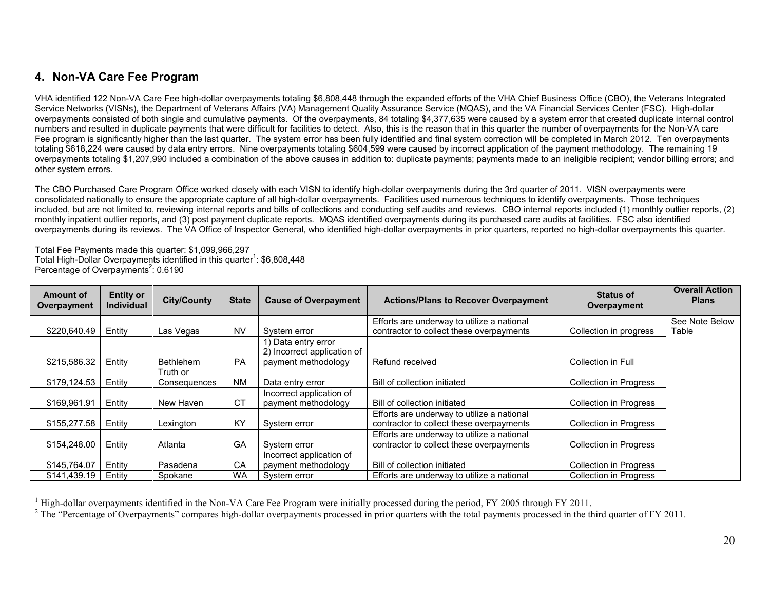## 4. Non-VA Care Fee Program

VHA identified 122 Non-VA Care Fee high-dollar overpayments totaling $6,808,448 through the expanded efforts of the VHA Chief Business Office (CBO), the Veterans Integrated Service Networks (VISNs), the Department of Veterans Affairs (VA) Management Quality Assurance Service (MQAS), and the VA Financial Services Center (FSC). High-dollar overpayments consisted of both single and cumulative payments. Of the overpayments, 84 totaling $4,377,635 were caused by a system error that created duplicate internal control numbers and resulted in duplicate payments that were difficult for facilities to detect. Also, this is the reason that in this quarter the number of overpayments for the Non-VA care Fee program is significantly higher than the last quarter. The system error has been fully identified and final system correction will be completed in March 2012. Ten overpayments totaling $618,224 were caused by data entry errors. Nine overpayments totaling $604,599 were caused by incorrect application of the payment methodology. The remaining 19 overpayments totaling $1,207,990 included a combination of the above causes in addition to: duplicate payments; payments made to an ineligible recipient; vendor billing errors; and other system errors.

The CBO Purchased Care Program Office worked closely with each VISN to identify high-dollar overpayments during the 3rd quarter of 2011. VISN overpayments were consolidated nationally to ensure the appropriate capture of all high-dollar overpayments. Facilities used numerous techniques to identify overpayments. Those techniques included, but are not limited to, reviewing internal reports and bills of collections and conducting self audits and reviews. CBO internal reports included (1) monthly outlier reports, (2) monthly inpatient outlier reports, and (3) post payment duplicate reports. MQAS identified overpayments during its purchased care audits at facilities. FSC also identified overpayments during its reviews. The VA Office of Inspector General, who identified high-dollar overpayments in prior quarters, reported no high-dollar overpayments this quarter.

Total Fee Payments made this quarter: $1,099,966,297
Total High-Dollar Overpayments identified in this quarter[1]: $6,808,448
Percentage of Overpayments[2]: 0.6190

| Amount of Overpayment | Entity or Individual | City/County | State | Cause of Overpayment | Actions/Plans to Recover Overpayment | Status of Overpayment | Overall Action Plans |
|---|---|---|---|---|---|---|---|
| $220,640.49 | Entity | Las Vegas | NV | System error | Efforts are underway to utilize a national contractor to collect these overpayments | Collection in progress | See Note Below Table |
| $215,586.32 | Entity | Bethlehem | PA | 1) Data entry error 2) Incorrect application of payment methodology | Refund received | Collection in Full | |
| $179,124.53 | Entity | Truth or Consequences | NM | Data entry error | Bill of collection initiated | Collection in Progress | |
| $169,961.91 | Entity | New Haven | CT | Incorrect application of payment methodology | Bill of collection initiated | Collection in Progress | |
| $155,277.58 | Entity | Lexington | KY | System error | Efforts are underway to utilize a national contractor to collect these overpayments | Collection in Progress | |
| $154,248.00 | Entity | Atlanta | GA | System error | Efforts are underway to utilize a national contractor to collect these overpayments | Collection in Progress | |
| $145,764.07 | Entity | Pasadena | CA | Incorrect application of payment methodology | Bill of collection initiated | Collection in Progress | |
| $141,439.19 | Entity | Spokane | WA | System error | Efforts are underway to utilize a national | Collection in Progress | |

[1] High-dollar overpayments identified in the Non-VA Care Fee Program were initially processed during the period, FY 2005 through FY 2011.

[2] The "Percentage of Overpayments" compares high-dollar overpayments processed in prior quarters with the total payments processed in the third quarter of FY 2011.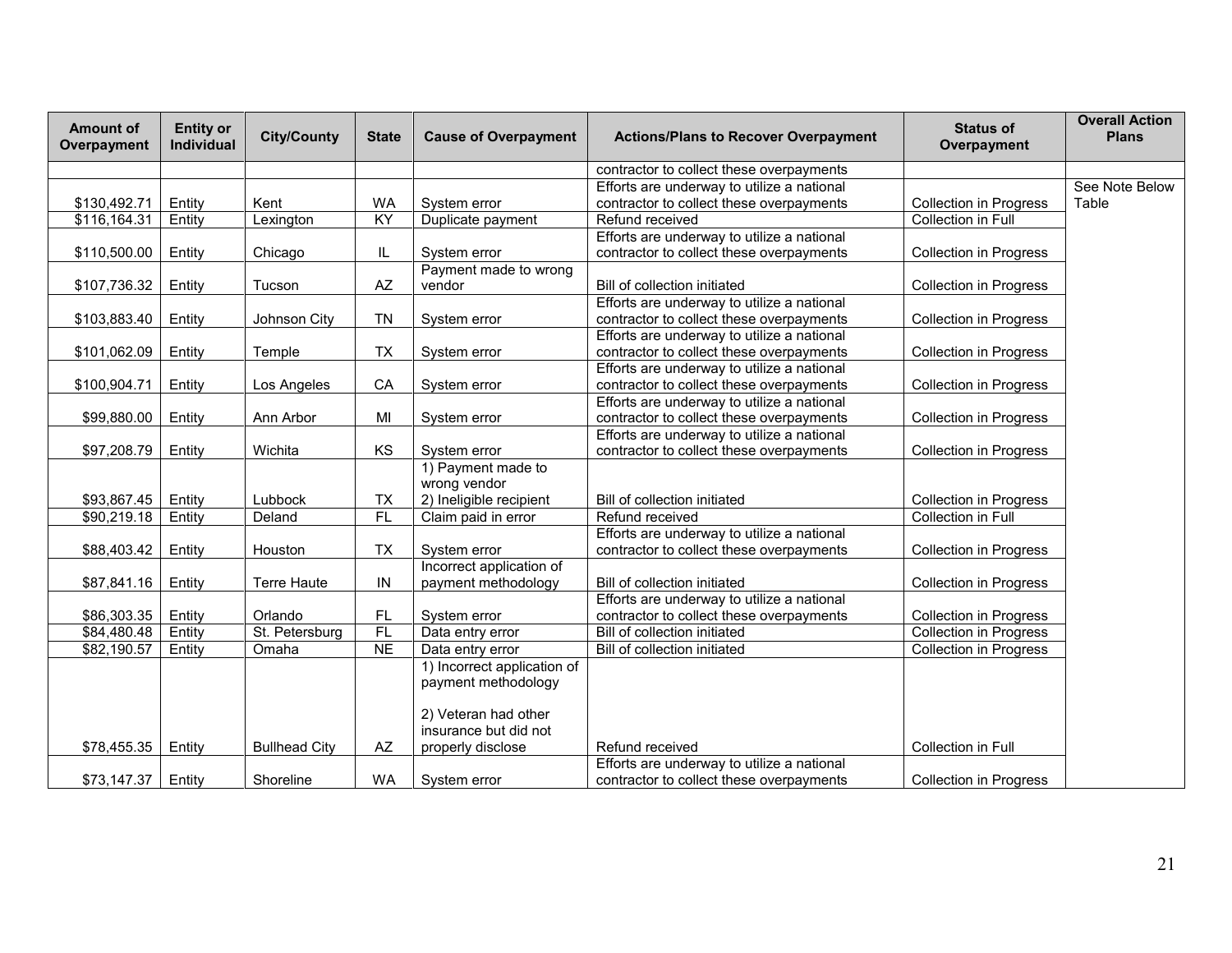| Amount of Overpayment | Entity or Individual | City/County | State | Cause of Overpayment | Actions/Plans to Recover Overpayment | Status of Overpayment | Overall Action Plans |
|---|---|---|---|---|---|---|---|
| | | | | | contractor to collect these overpayments | | |
| $130,492.71 | Entity | Kent | WA | System error | Efforts are underway to utilize a national contractor to collect these overpayments | Collection in Progress | See Note Below Table |
| $116,164.31 | Entity | Lexington | KY | Duplicate payment | Refund received | Collection in Full | |
| $110,500.00 | Entity | Chicago | IL | System error | Efforts are underway to utilize a national contractor to collect these overpayments | Collection in Progress | |
| $107,736.32 | Entity | Tucson | AZ | Payment made to wrong vendor | Bill of collection initiated | Collection in Progress | |
| $103,883.40 | Entity | Johnson City | TN | System error | Efforts are underway to utilize a national contractor to collect these overpayments | Collection in Progress | |
| $101,062.09 | Entity | Temple | TX | System error | Efforts are underway to utilize a national contractor to collect these overpayments | Collection in Progress | |
| $100,904.71 | Entity | Los Angeles | CA | System error | Efforts are underway to utilize a national contractor to collect these overpayments | Collection in Progress | |
| $99,880.00 | Entity | Ann Arbor | MI | System error | Efforts are underway to utilize a national contractor to collect these overpayments | Collection in Progress | |
| $97,208.79 | Entity | Wichita | KS | System error | Efforts are underway to utilize a national contractor to collect these overpayments | Collection in Progress | |
| $93,867.45 | Entity | Lubbock | TX | 1) Payment made to wrong vendor 2) Ineligible recipient | Bill of collection initiated | Collection in Progress | |
| $90,219.18 | Entity | Deland | FL | Claim paid in error | Refund received | Collection in Full | |
| $88,403.42 | Entity | Houston | TX | System error | Efforts are underway to utilize a national contractor to collect these overpayments | Collection in Progress | |
| $87,841.16 | Entity | Terre Haute | IN | Incorrect application of payment methodology | Bill of collection initiated | Collection in Progress | |
| $86,303.35 | Entity | Orlando | FL | System error | Efforts are underway to utilize a national contractor to collect these overpayments | Collection in Progress | |
| $84,480.48 | Entity | St. Petersburg | FL | Data entry error | Bill of collection initiated | Collection in Progress | |
| $82,190.57 | Entity | Omaha | NE | Data entry error | Bill of collection initiated | Collection in Progress | |
| $78,455.35 | Entity | Bullhead City | AZ | 1) Incorrect application of payment methodology 2) Veteran had other insurance but did not properly disclose | Refund received | Collection in Full | |
| $73,147.37 | Entity | Shoreline | WA | System error | Efforts are underway to utilize a national contractor to collect these overpayments | Collection in Progress | |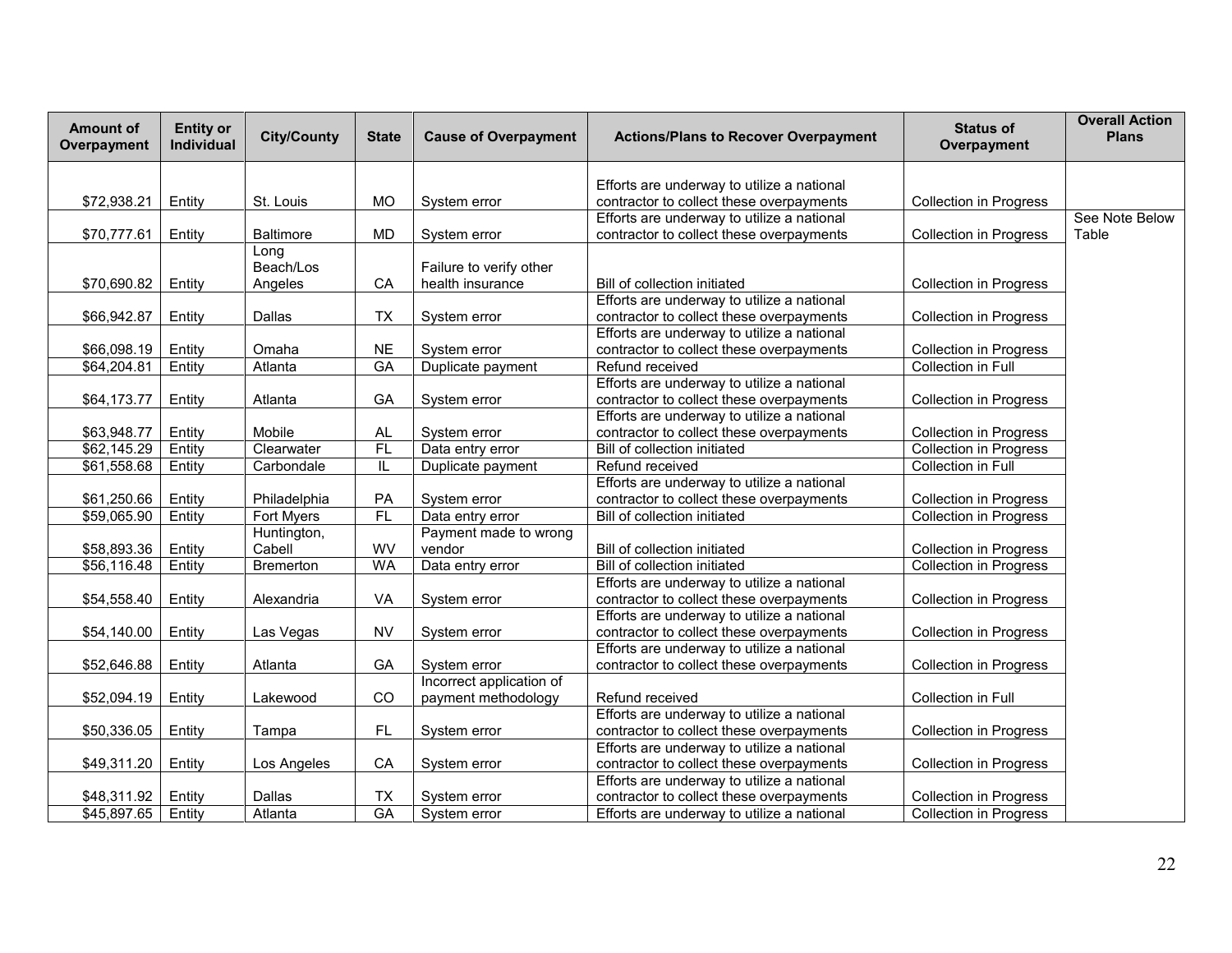| Amount of Overpayment | Entity or Individual | City/County | State | Cause of Overpayment | Actions/Plans to Recover Overpayment | Status of Overpayment | Overall Action Plans |
|---|---|---|---|---|---|---|---|
| $72,938.21 | Entity | St. Louis | MO | System error | Efforts are underway to utilize a national contractor to collect these overpayments | Collection in Progress | |
| $70,777.61 | Entity | Baltimore | MD | System error | Efforts are underway to utilize a national contractor to collect these overpayments | Collection in Progress | See Note Below Table |
| $70,690.82 | Entity | Long Beach/Los Angeles | CA | Failure to verify other health insurance | Bill of collection initiated | Collection in Progress | |
| $66,942.87 | Entity | Dallas | TX | System error | Efforts are underway to utilize a national contractor to collect these overpayments | Collection in Progress | |
| $66,098.19 | Entity | Omaha | NE | System error | Efforts are underway to utilize a national contractor to collect these overpayments | Collection in Progress | |
| $64,204.81 | Entity | Atlanta | GA | Duplicate payment | Refund received | Collection in Full | |
| $64,173.77 | Entity | Atlanta | GA | System error | Efforts are underway to utilize a national contractor to collect these overpayments | Collection in Progress | |
| $63,948.77 | Entity | Mobile | AL | System error | Efforts are underway to utilize a national contractor to collect these overpayments | Collection in Progress | |
| $62,145.29 | Entity | Clearwater | FL | Data entry error | Bill of collection initiated | Collection in Progress | |
| $61,558.68 | Entity | Carbondale | IL | Duplicate payment | Refund received | Collection in Full | |
| $61,250.66 | Entity | Philadelphia | PA | System error | Efforts are underway to utilize a national contractor to collect these overpayments | Collection in Progress | |
| $59,065.90 | Entity | Fort Myers | FL | Data entry error | Bill of collection initiated | Collection in Progress | |
| $58,893.36 | Entity | Huntington, Cabell | WV | Payment made to wrong vendor | Bill of collection initiated | Collection in Progress | |
| $56,116.48 | Entity | Bremerton | WA | Data entry error | Bill of collection initiated | Collection in Progress | |
| $54,558.40 | Entity | Alexandria | VA | System error | Efforts are underway to utilize a national contractor to collect these overpayments | Collection in Progress | |
| $54,140.00 | Entity | Las Vegas | NV | System error | Efforts are underway to utilize a national contractor to collect these overpayments | Collection in Progress | |
| $52,646.88 | Entity | Atlanta | GA | System error | Efforts are underway to utilize a national contractor to collect these overpayments | Collection in Progress | |
| $52,094.19 | Entity | Lakewood | CO | Incorrect application of payment methodology | Refund received | Collection in Full | |
| $50,336.05 | Entity | Tampa | FL | System error | Efforts are underway to utilize a national contractor to collect these overpayments | Collection in Progress | |
| $49,311.20 | Entity | Los Angeles | CA | System error | Efforts are underway to utilize a national contractor to collect these overpayments | Collection in Progress | |
| $48,311.92 | Entity | Dallas | TX | System error | Efforts are underway to utilize a national contractor to collect these overpayments | Collection in Progress | |
| $45,897.65 | Entity | Atlanta | GA | System error | Efforts are underway to utilize a national | Collection in Progress | |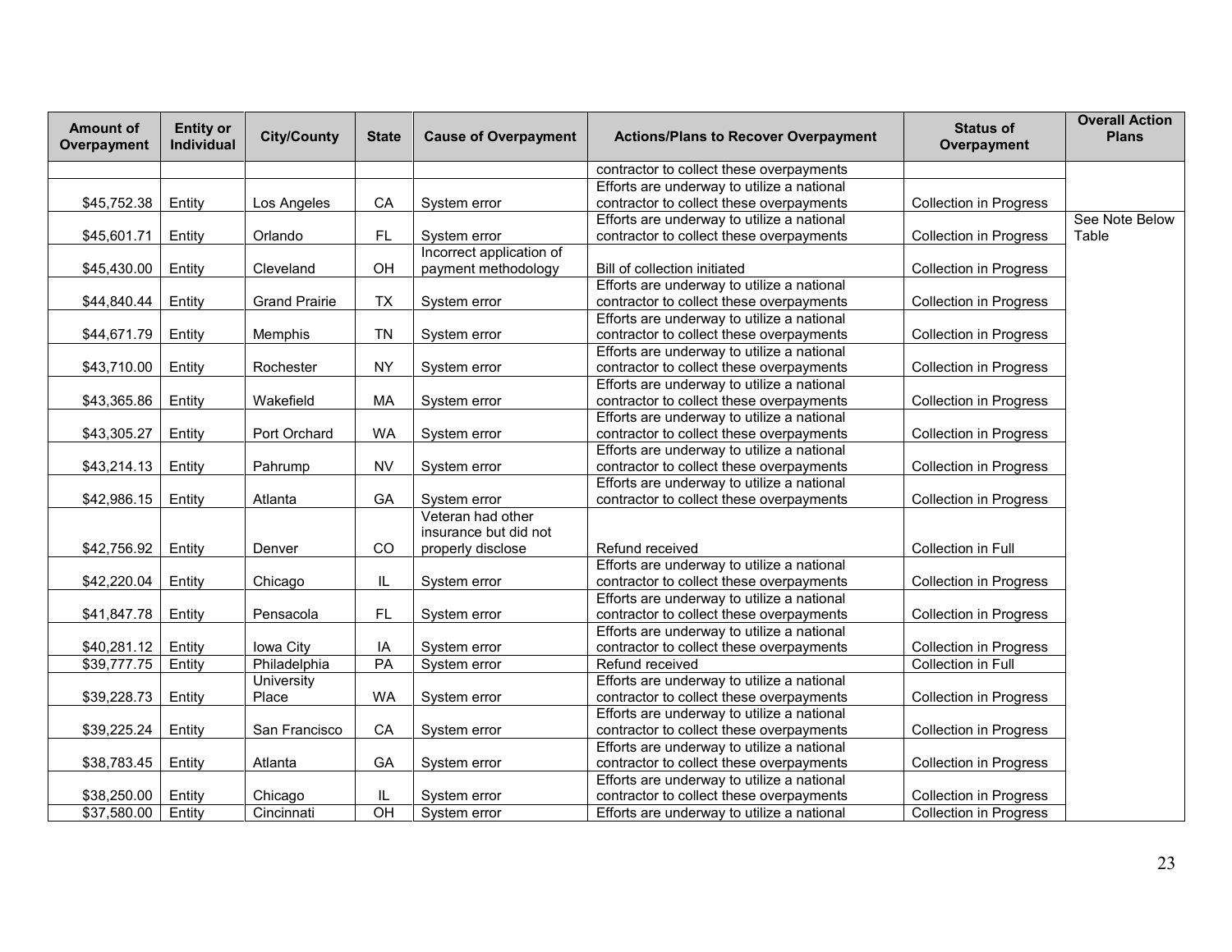| Amount of Overpayment | Entity or Individual | City/County | State | Cause of Overpayment | Actions/Plans to Recover Overpayment | Status of Overpayment | Overall Action Plans |
|---|---|---|---|---|---|---|---|
| | | | | | contractor to collect these overpayments | | |
| $45,752.38 | Entity | Los Angeles | CA | System error | Efforts are underway to utilize a national contractor to collect these overpayments | Collection in Progress | |
| $45,601.71 | Entity | Orlando | FL | System error | Efforts are underway to utilize a national contractor to collect these overpayments | Collection in Progress | See Note Below Table |
| $45,430.00 | Entity | Cleveland | OH | Incorrect application of payment methodology | Bill of collection initiated | Collection in Progress | |
| $44,840.44 | Entity | Grand Prairie | TX | System error | Efforts are underway to utilize a national contractor to collect these overpayments | Collection in Progress | |
| $44,671.79 | Entity | Memphis | TN | System error | Efforts are underway to utilize a national contractor to collect these overpayments | Collection in Progress | |
| $43,710.00 | Entity | Rochester | NY | System error | Efforts are underway to utilize a national contractor to collect these overpayments | Collection in Progress | |
| $43,365.86 | Entity | Wakefield | MA | System error | Efforts are underway to utilize a national contractor to collect these overpayments | Collection in Progress | |
| $43,305.27 | Entity | Port Orchard | WA | System error | Efforts are underway to utilize a national contractor to collect these overpayments | Collection in Progress | |
| $43,214.13 | Entity | Pahrump | NV | System error | Efforts are underway to utilize a national contractor to collect these overpayments | Collection in Progress | |
| $42,986.15 | Entity | Atlanta | GA | System error | Efforts are underway to utilize a national contractor to collect these overpayments | Collection in Progress | |
| $42,756.92 | Entity | Denver | CO | Veteran had other insurance but did not properly disclose | Refund received | Collection in Full | |
| $42,220.04 | Entity | Chicago | IL | System error | Efforts are underway to utilize a national contractor to collect these overpayments | Collection in Progress | |
| $41,847.78 | Entity | Pensacola | FL | System error | Efforts are underway to utilize a national contractor to collect these overpayments | Collection in Progress | |
| $40,281.12 | Entity | Iowa City | IA | System error | Efforts are underway to utilize a national contractor to collect these overpayments | Collection in Progress | |
| $39,777.75 | Entity | Philadelphia | PA | System error | Refund received | Collection in Full | |
| $39,228.73 | Entity | University Place | WA | System error | Efforts are underway to utilize a national contractor to collect these overpayments | Collection in Progress | |
| $39,225.24 | Entity | San Francisco | CA | System error | Efforts are underway to utilize a national contractor to collect these overpayments | Collection in Progress | |
| $38,783.45 | Entity | Atlanta | GA | System error | Efforts are underway to utilize a national contractor to collect these overpayments | Collection in Progress | |
| $38,250.00 | Entity | Chicago | IL | System error | Efforts are underway to utilize a national contractor to collect these overpayments | Collection in Progress | |
| $37,580.00 | Entity | Cincinnati | OH | System error | Efforts are underway to utilize a national | Collection in Progress | |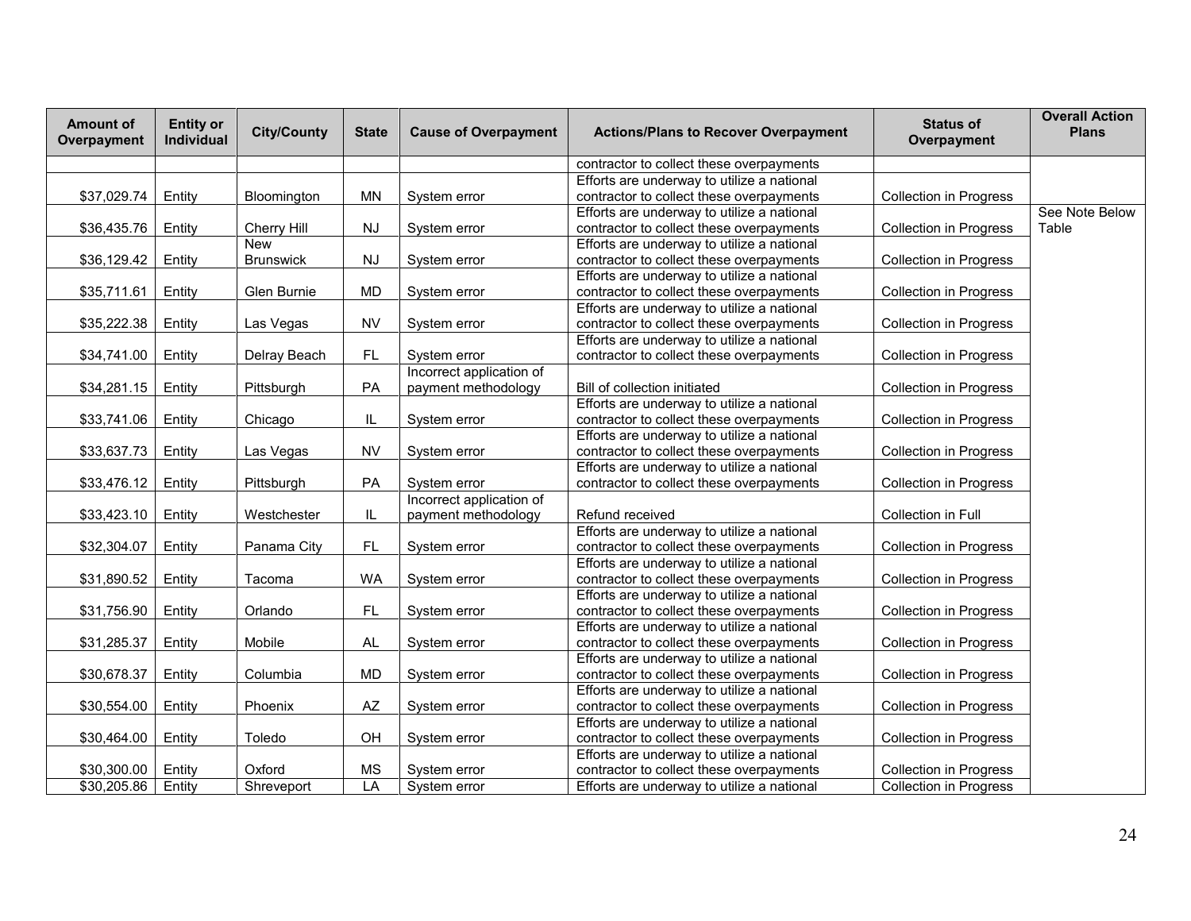| Amount of Overpayment | Entity or Individual | City/County | State | Cause of Overpayment | Actions/Plans to Recover Overpayment | Status of Overpayment | Overall Action Plans |
|---|---|---|---|---|---|---|---|
| | | | | | contractor to collect these overpayments | | |
| $37,029.74 | Entity | Bloomington | MN | System error | Efforts are underway to utilize a national contractor to collect these overpayments | Collection in Progress | |
| $36,435.76 | Entity | Cherry Hill | NJ | System error | Efforts are underway to utilize a national contractor to collect these overpayments | Collection in Progress | See Note Below Table |
| $36,129.42 | Entity | New Brunswick | NJ | System error | Efforts are underway to utilize a national contractor to collect these overpayments | Collection in Progress | |
| $35,711.61 | Entity | Glen Burnie | MD | System error | Efforts are underway to utilize a national contractor to collect these overpayments | Collection in Progress | |
| $35,222.38 | Entity | Las Vegas | NV | System error | Efforts are underway to utilize a national contractor to collect these overpayments | Collection in Progress | |
| $34,741.00 | Entity | Delray Beach | FL | System error | Efforts are underway to utilize a national contractor to collect these overpayments | Collection in Progress | |
| $34,281.15 | Entity | Pittsburgh | PA | Incorrect application of payment methodology | Bill of collection initiated | Collection in Progress | |
| $33,741.06 | Entity | Chicago | IL | System error | Efforts are underway to utilize a national contractor to collect these overpayments | Collection in Progress | |
| $33,637.73 | Entity | Las Vegas | NV | System error | Efforts are underway to utilize a national contractor to collect these overpayments | Collection in Progress | |
| $33,476.12 | Entity | Pittsburgh | PA | System error | Efforts are underway to utilize a national contractor to collect these overpayments | Collection in Progress | |
| $33,423.10 | Entity | Westchester | IL | Incorrect application of payment methodology | Refund received | Collection in Full | |
| $32,304.07 | Entity | Panama City | FL | System error | Efforts are underway to utilize a national contractor to collect these overpayments | Collection in Progress | |
| $31,890.52 | Entity | Tacoma | WA | System error | Efforts are underway to utilize a national contractor to collect these overpayments | Collection in Progress | |
| $31,756.90 | Entity | Orlando | FL | System error | Efforts are underway to utilize a national contractor to collect these overpayments | Collection in Progress | |
| $31,285.37 | Entity | Mobile | AL | System error | Efforts are underway to utilize a national contractor to collect these overpayments | Collection in Progress | |
| $30,678.37 | Entity | Columbia | MD | System error | Efforts are underway to utilize a national contractor to collect these overpayments | Collection in Progress | |
| $30,554.00 | Entity | Phoenix | AZ | System error | Efforts are underway to utilize a national contractor to collect these overpayments | Collection in Progress | |
| $30,464.00 | Entity | Toledo | OH | System error | Efforts are underway to utilize a national contractor to collect these overpayments | Collection in Progress | |
| $30,300.00 | Entity | Oxford | MS | System error | Efforts are underway to utilize a national contractor to collect these overpayments | Collection in Progress | |
| $30,205.86 | Entity | Shreveport | LA | System error | Efforts are underway to utilize a national | Collection in Progress | |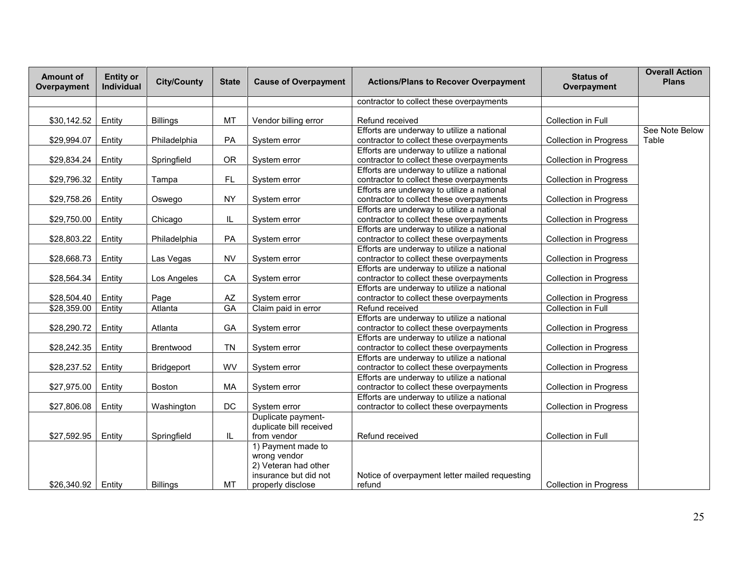| Amount of Overpayment | Entity or Individual | City/County | State | Cause of Overpayment | Actions/Plans to Recover Overpayment | Status of Overpayment | Overall Action Plans |
|---|---|---|---|---|---|---|---|
| | | | | | contractor to collect these overpayments | | |
| $30,142.52 | Entity | Billings | MT | Vendor billing error | Refund received | Collection in Full | |
| $29,994.07 | Entity | Philadelphia | PA | System error | Efforts are underway to utilize a national contractor to collect these overpayments | Collection in Progress | See Note Below Table |
| $29,834.24 | Entity | Springfield | OR | System error | Efforts are underway to utilize a national contractor to collect these overpayments | Collection in Progress | |
| $29,796.32 | Entity | Tampa | FL | System error | Efforts are underway to utilize a national contractor to collect these overpayments | Collection in Progress | |
| $29,758.26 | Entity | Oswego | NY | System error | Efforts are underway to utilize a national contractor to collect these overpayments | Collection in Progress | |
| $29,750.00 | Entity | Chicago | IL | System error | Efforts are underway to utilize a national contractor to collect these overpayments | Collection in Progress | |
| $28,803.22 | Entity | Philadelphia | PA | System error | Efforts are underway to utilize a national contractor to collect these overpayments | Collection in Progress | |
| $28,668.73 | Entity | Las Vegas | NV | System error | Efforts are underway to utilize a national contractor to collect these overpayments | Collection in Progress | |
| $28,564.34 | Entity | Los Angeles | CA | System error | Efforts are underway to utilize a national contractor to collect these overpayments | Collection in Progress | |
| $28,504.40 | Entity | Page | AZ | System error | Efforts are underway to utilize a national contractor to collect these overpayments | Collection in Progress | |
| $28,359.00 | Entity | Atlanta | GA | Claim paid in error | Refund received | Collection in Full | |
| $28,290.72 | Entity | Atlanta | GA | System error | Efforts are underway to utilize a national contractor to collect these overpayments | Collection in Progress | |
| $28,242.35 | Entity | Brentwood | TN | System error | Efforts are underway to utilize a national contractor to collect these overpayments | Collection in Progress | |
| $28,237.52 | Entity | Bridgeport | WV | System error | Efforts are underway to utilize a national contractor to collect these overpayments | Collection in Progress | |
| $27,975.00 | Entity | Boston | MA | System error | Efforts are underway to utilize a national contractor to collect these overpayments | Collection in Progress | |
| $27,806.08 | Entity | Washington | DC | System error | Efforts are underway to utilize a national contractor to collect these overpayments | Collection in Progress | |
| $27,592.95 | Entity | Springfield | IL | Duplicate payment- duplicate bill received from vendor | Refund received | Collection in Full | |
| $26,340.92 | Entity | Billings | MT | 1) Payment made to wrong vendor 2) Veteran had other insurance but did not properly disclose | Notice of overpayment letter mailed requesting refund | Collection in Progress | |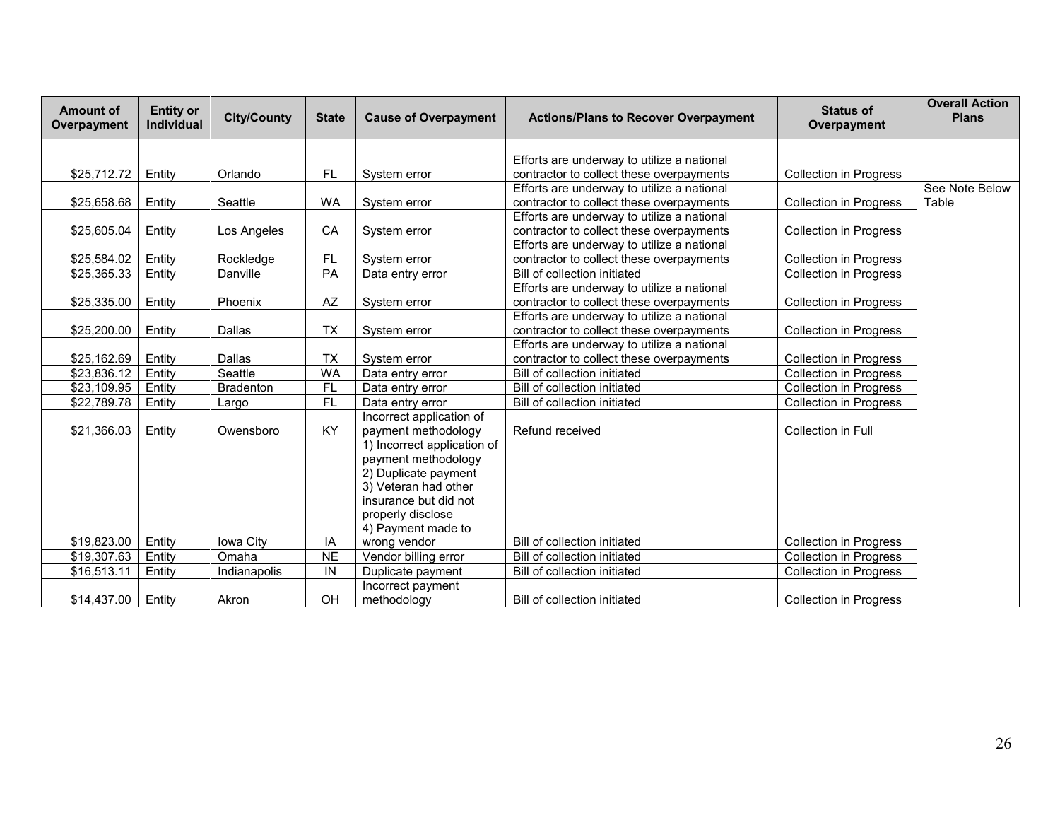| Amount of Overpayment | Entity or Individual | City/County | State | Cause of Overpayment | Actions/Plans to Recover Overpayment | Status of Overpayment | Overall Action Plans |
|---|---|---|---|---|---|---|---|
| $25,712.72 | Entity | Orlando | FL | System error | Efforts are underway to utilize a national contractor to collect these overpayments | Collection in Progress | |
| $25,658.68 | Entity | Seattle | WA | System error | Efforts are underway to utilize a national contractor to collect these overpayments | Collection in Progress | See Note Below Table |
| $25,605.04 | Entity | Los Angeles | CA | System error | Efforts are underway to utilize a national contractor to collect these overpayments | Collection in Progress | |
| $25,584.02 | Entity | Rockledge | FL | System error | Efforts are underway to utilize a national contractor to collect these overpayments | Collection in Progress | |
| $25,365.33 | Entity | Danville | PA | Data entry error | Bill of collection initiated | Collection in Progress | |
| $25,335.00 | Entity | Phoenix | AZ | System error | Efforts are underway to utilize a national contractor to collect these overpayments | Collection in Progress | |
| $25,200.00 | Entity | Dallas | TX | System error | Efforts are underway to utilize a national contractor to collect these overpayments | Collection in Progress | |
| $25,162.69 | Entity | Dallas | TX | System error | Efforts are underway to utilize a national contractor to collect these overpayments | Collection in Progress | |
| $23,836.12 | Entity | Seattle | WA | Data entry error | Bill of collection initiated | Collection in Progress | |
| $23,109.95 | Entity | Bradenton | FL | Data entry error | Bill of collection initiated | Collection in Progress | |
| $22,789.78 | Entity | Largo | FL | Data entry error | Bill of collection initiated | Collection in Progress | |
| $21,366.03 | Entity | Owensboro | KY | Incorrect application of payment methodology | Refund received | Collection in Full | |
| $19,823.00 | Entity | Iowa City | IA | 1) Incorrect application of payment methodology 2) Duplicate payment 3) Veteran had other insurance but did not properly disclose 4) Payment made to wrong vendor | Bill of collection initiated | Collection in Progress | |
| $19,307.63 | Entity | Omaha | NE | Vendor billing error | Bill of collection initiated | Collection in Progress | |
| $16,513.11 | Entity | Indianapolis | IN | Duplicate payment | Bill of collection initiated | Collection in Progress | |
| $14,437.00 | Entity | Akron | OH | Incorrect payment methodology | Bill of collection initiated | Collection in Progress | |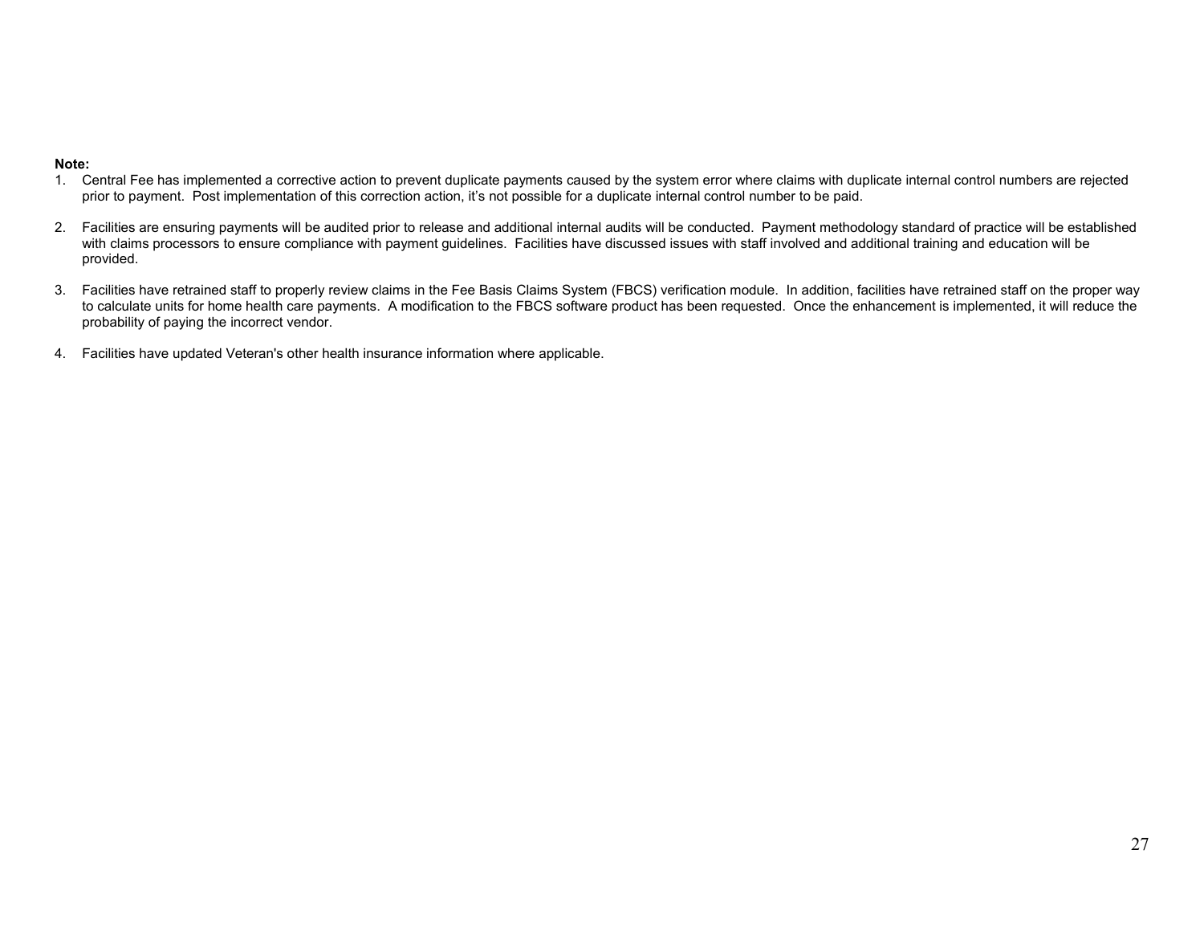**Note:**

1. Central Fee has implemented a corrective action to prevent duplicate payments caused by the system error where claims with duplicate internal control numbers are rejected prior to payment. Post implementation of this correction action, it's not possible for a duplicate internal control number to be paid.

2. Facilities are ensuring payments will be audited prior to release and additional internal audits will be conducted. Payment methodology standard of practice will be established with claims processors to ensure compliance with payment guidelines. Facilities have discussed issues with staff involved and additional training and education will be provided.

3. Facilities have retrained staff to properly review claims in the Fee Basis Claims System (FBCS) verification module. In addition, facilities have retrained staff on the proper way to calculate units for home health care payments. A modification to the FBCS software product has been requested. Once the enhancement is implemented, it will reduce the probability of paying the incorrect vendor.

4. Facilities have updated Veteran's other health insurance information where applicable.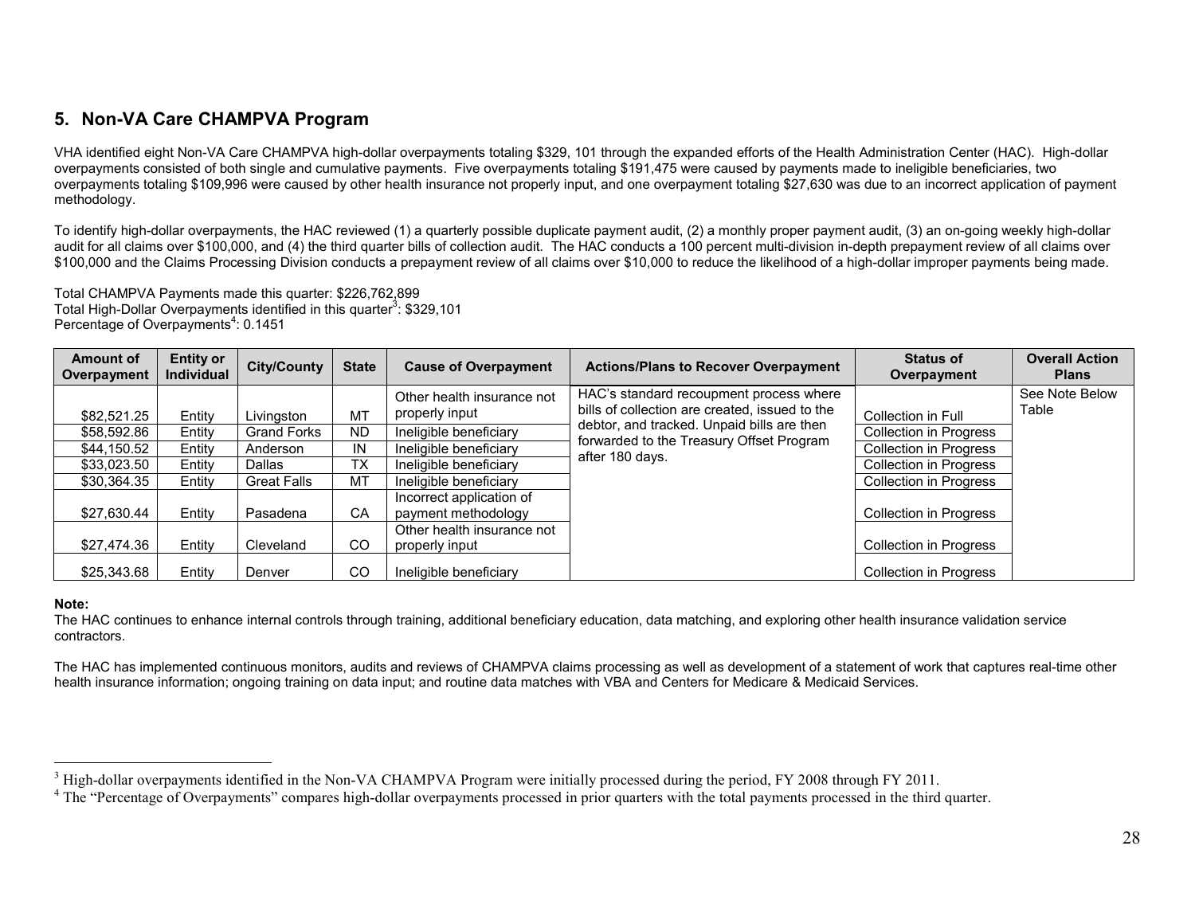## 5. Non-VA Care CHAMPVA Program

VHA identified eight Non-VA Care CHAMPVA high-dollar overpayments totaling $329, 101 through the expanded efforts of the Health Administration Center (HAC). High-dollar overpayments consisted of both single and cumulative payments. Five overpayments totaling $191,475 were caused by payments made to ineligible beneficiaries, two overpayments totaling $109,996 were caused by other health insurance not properly input, and one overpayment totaling $27,630 was due to an incorrect application of payment methodology.

To identify high-dollar overpayments, the HAC reviewed (1) a quarterly possible duplicate payment audit, (2) a monthly proper payment audit, (3) an on-going weekly high-dollar audit for all claims over $100,000, and (4) the third quarter bills of collection audit. The HAC conducts a 100 percent multi-division in-depth prepayment review of all claims over $100,000 and the Claims Processing Division conducts a prepayment review of all claims over $10,000 to reduce the likelihood of a high-dollar improper payments being made.

Total CHAMPVA Payments made this quarter: $226,762,899
Total High-Dollar Overpayments identified in this quarter[3]: $329,101
Percentage of Overpayments[4]: 0.1451

| Amount of Overpayment | Entity or Individual | City/County | State | Cause of Overpayment | Actions/Plans to Recover Overpayment | Status of Overpayment | Overall Action Plans |
|---|---|---|---|---|---|---|---|
| $82,521.25 | Entity | Livingston | MT | Other health insurance not properly input | HAC's standard recoupment process where bills of collection are created, issued to the debtor, and tracked. Unpaid bills are then forwarded to the Treasury Offset Program after 180 days. | Collection in Full | See Note Below Table |
| $58,592.86 | Entity | Grand Forks | ND | Ineligible beneficiary | | Collection in Progress | |
| $44,150.52 | Entity | Anderson | IN | Ineligible beneficiary | | Collection in Progress | |
| $33,023.50 | Entity | Dallas | TX | Ineligible beneficiary | | Collection in Progress | |
| $30,364.35 | Entity | Great Falls | MT | Ineligible beneficiary | | Collection in Progress | |
| $27,630.44 | Entity | Pasadena | CA | Incorrect application of payment methodology | | Collection in Progress | |
| $27,474.36 | Entity | Cleveland | CO | Other health insurance not properly input | | Collection in Progress | |
| $25,343.68 | Entity | Denver | CO | Ineligible beneficiary | | Collection in Progress | |

**Note:**
The HAC continues to enhance internal controls through training, additional beneficiary education, data matching, and exploring other health insurance validation service contractors.

The HAC has implemented continuous monitors, audits and reviews of CHAMPVA claims processing as well as development of a statement of work that captures real-time other health insurance information; ongoing training on data input; and routine data matches with VBA and Centers for Medicare & Medicaid Services.

[3] High-dollar overpayments identified in the Non-VA CHAMPVA Program were initially processed during the period, FY 2008 through FY 2011.
[4] The "Percentage of Overpayments" compares high-dollar overpayments processed in prior quarters with the total payments processed in the third quarter.